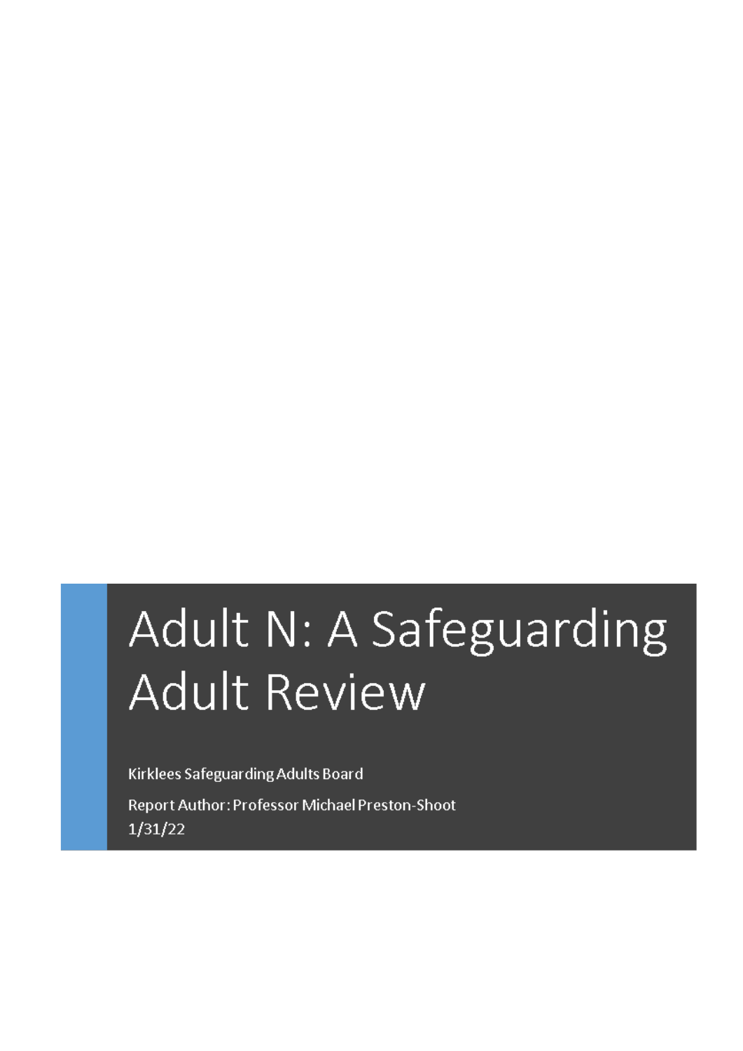# Adult N: A Safeguarding Adult Review

Kirklees Safeguarding Adults Board

Report Author: Professor Michael Preston-Shoot

1/31/22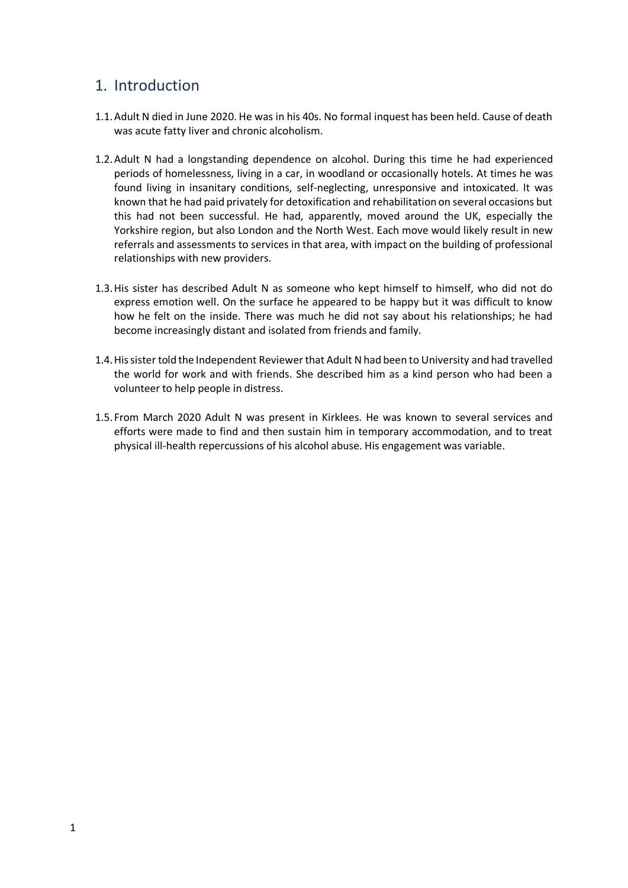## 1. Introduction

1.1. Adult N died in June 2020. He was in his 40s. No formal inquest has been held. Cause of death was acute fatty liver and chronic alcoholism.

1.2. Adult N had a longstanding dependence on alcohol. During this time he had experienced periods of homelessness, living in a car, in woodland or occasionally hotels. At times he was found living in insanitary conditions, self-neglecting, unresponsive and intoxicated. It was known that he had paid privately for detoxification and rehabilitation on several occasions but this had not been successful. He had, apparently, moved around the UK, especially the Yorkshire region, but also London and the North West. Each move would likely result in new referrals and assessments to services in that area, with impact on the building of professional relationships with new providers.

1.3. His sister has described Adult N as someone who kept himself to himself, who did not do express emotion well. On the surface he appeared to be happy but it was difficult to know how he felt on the inside. There was much he did not say about his relationships; he had become increasingly distant and isolated from friends and family.

1.4. His sister told the Independent Reviewer that Adult N had been to University and had travelled the world for work and with friends. She described him as a kind person who had been a volunteer to help people in distress.

1.5. From March 2020 Adult N was present in Kirklees. He was known to several services and efforts were made to find and then sustain him in temporary accommodation, and to treat physical ill-health repercussions of his alcohol abuse. His engagement was variable.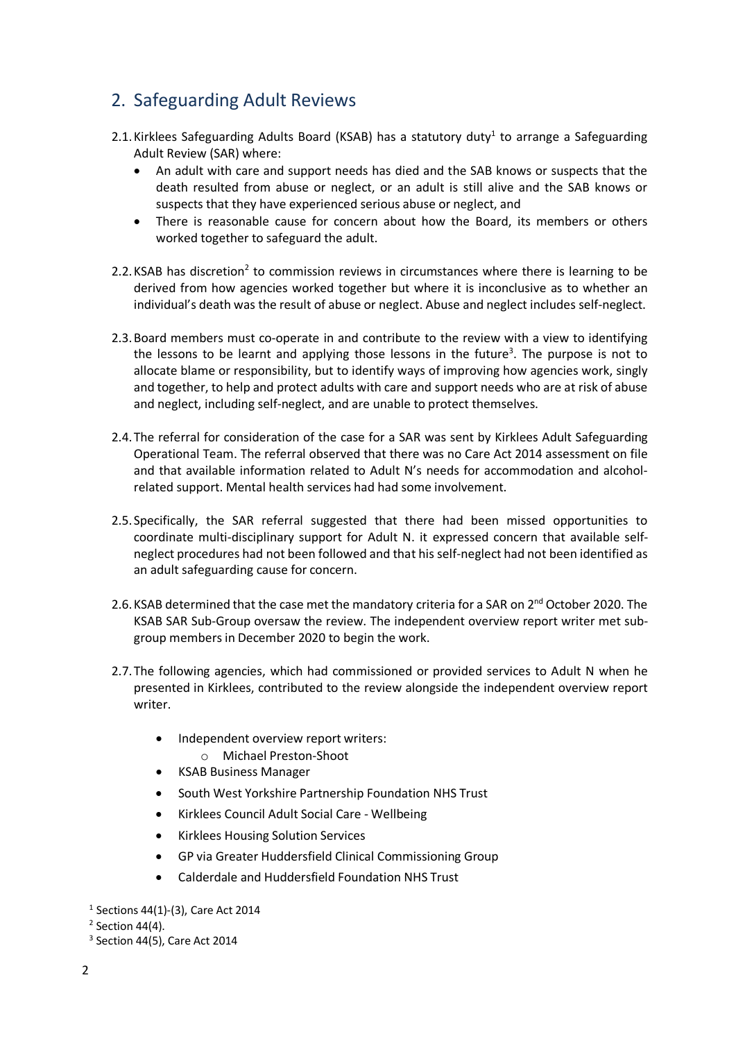## 2. Safeguarding Adult Reviews

2.1. Kirklees Safeguarding Adults Board (KSAB) has a statutory duty[1] to arrange a Safeguarding Adult Review (SAR) where:

- An adult with care and support needs has died and the SAB knows or suspects that the death resulted from abuse or neglect, or an adult is still alive and the SAB knows or suspects that they have experienced serious abuse or neglect, and
- There is reasonable cause for concern about how the Board, its members or others worked together to safeguard the adult.

2.2. KSAB has discretion[2] to commission reviews in circumstances where there is learning to be derived from how agencies worked together but where it is inconclusive as to whether an individual's death was the result of abuse or neglect. Abuse and neglect includes self-neglect.

2.3. Board members must co-operate in and contribute to the review with a view to identifying the lessons to be learnt and applying those lessons in the future[3]. The purpose is not to allocate blame or responsibility, but to identify ways of improving how agencies work, singly and together, to help and protect adults with care and support needs who are at risk of abuse and neglect, including self-neglect, and are unable to protect themselves.

2.4. The referral for consideration of the case for a SAR was sent by Kirklees Adult Safeguarding Operational Team. The referral observed that there was no Care Act 2014 assessment on file and that available information related to Adult N's needs for accommodation and alcohol-related support. Mental health services had had some involvement.

2.5. Specifically, the SAR referral suggested that there had been missed opportunities to coordinate multi-disciplinary support for Adult N. it expressed concern that available self-neglect procedures had not been followed and that his self-neglect had not been identified as an adult safeguarding cause for concern.

2.6. KSAB determined that the case met the mandatory criteria for a SAR on 2nd October 2020. The KSAB SAR Sub-Group oversaw the review. The independent overview report writer met sub-group members in December 2020 to begin the work.

2.7. The following agencies, which had commissioned or provided services to Adult N when he presented in Kirklees, contributed to the review alongside the independent overview report writer.

- Independent overview report writers:
  - Michael Preston-Shoot
- KSAB Business Manager
- South West Yorkshire Partnership Foundation NHS Trust
- Kirklees Council Adult Social Care - Wellbeing
- Kirklees Housing Solution Services
- GP via Greater Huddersfield Clinical Commissioning Group
- Calderdale and Huddersfield Foundation NHS Trust

[1] Sections 44(1)-(3), Care Act 2014

[2] Section 44(4).

[3] Section 44(5), Care Act 2014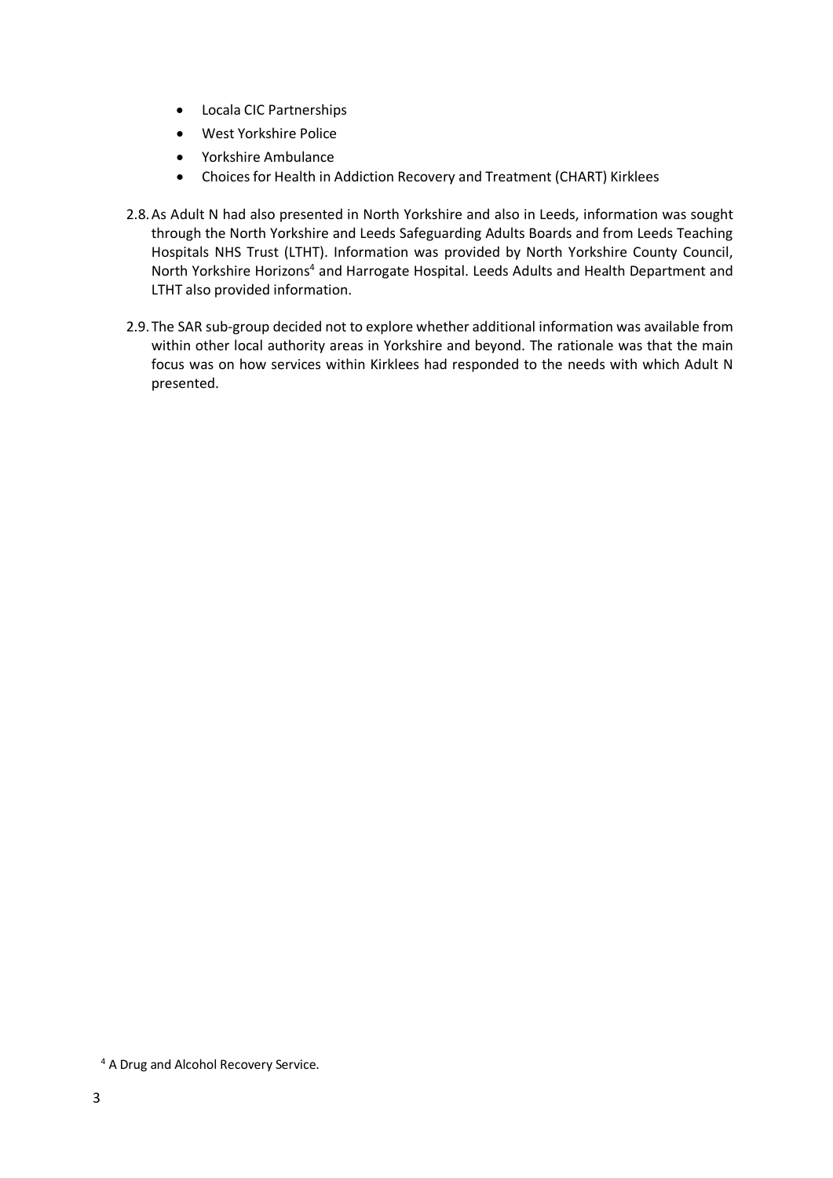- Locala CIC Partnerships
- West Yorkshire Police
- Yorkshire Ambulance
- Choices for Health in Addiction Recovery and Treatment (CHART) Kirklees

2.8. As Adult N had also presented in North Yorkshire and also in Leeds, information was sought through the North Yorkshire and Leeds Safeguarding Adults Boards and from Leeds Teaching Hospitals NHS Trust (LTHT). Information was provided by North Yorkshire County Council, North Yorkshire Horizons[4] and Harrogate Hospital. Leeds Adults and Health Department and LTHT also provided information.

2.9. The SAR sub-group decided not to explore whether additional information was available from within other local authority areas in Yorkshire and beyond. The rationale was that the main focus was on how services within Kirklees had responded to the needs with which Adult N presented.

[4] A Drug and Alcohol Recovery Service.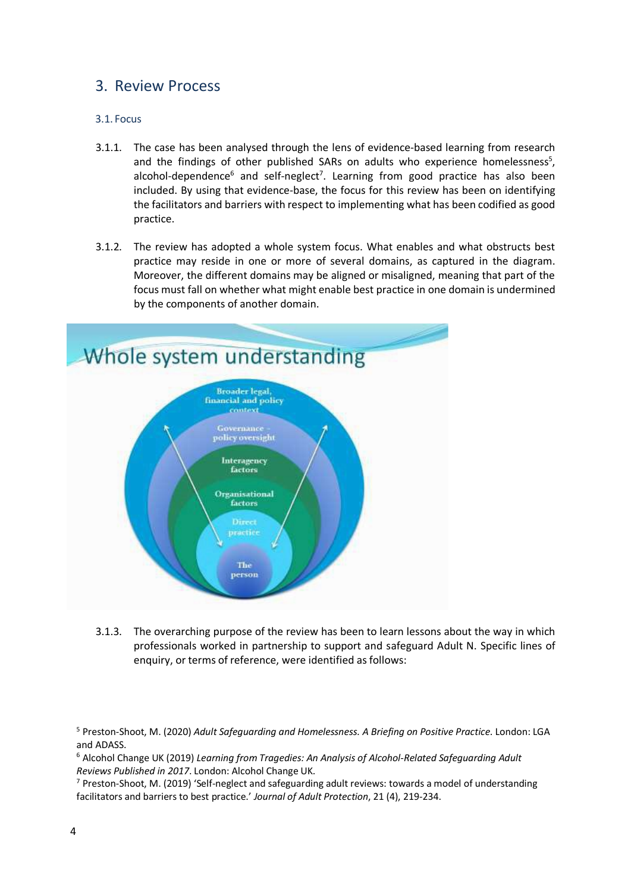## 3. Review Process

### 3.1. Focus

3.1.1. The case has been analysed through the lens of evidence-based learning from research and the findings of other published SARs on adults who experience homelessness[5], alcohol-dependence[6] and self-neglect[7]. Learning from good practice has also been included. By using that evidence-base, the focus for this review has been on identifying the facilitators and barriers with respect to implementing what has been codified as good practice.

3.1.2. The review has adopted a whole system focus. What enables and what obstructs best practice may reside in one or more of several domains, as captured in the diagram. Moreover, the different domains may be aligned or misaligned, meaning that part of the focus must fall on whether what might enable best practice in one domain is undermined by the components of another domain.

**Whole system understanding**

- Broader legal, financial and policy context
- Governance – policy oversight
- Interagency factors
- Organisational factors
- Direct practice
- The person

3.1.3. The overarching purpose of the review has been to learn lessons about the way in which professionals worked in partnership to support and safeguard Adult N. Specific lines of enquiry, or terms of reference, were identified as follows:

---

[5] Preston-Shoot, M. (2020) *Adult Safeguarding and Homelessness. A Briefing on Positive Practice.* London: LGA and ADASS.

[6] Alcohol Change UK (2019) *Learning from Tragedies: An Analysis of Alcohol-Related Safeguarding Adult Reviews Published in 2017*. London: Alcohol Change UK.

[7] Preston-Shoot, M. (2019) 'Self-neglect and safeguarding adult reviews: towards a model of understanding facilitators and barriers to best practice.' *Journal of Adult Protection*, 21 (4), 219-234.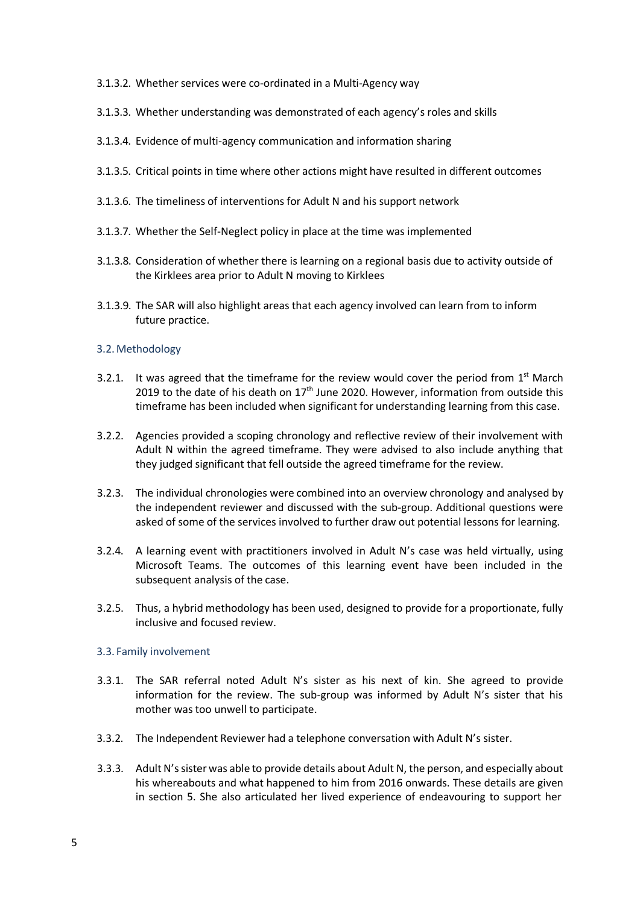3.1.3.2. Whether services were co-ordinated in a Multi-Agency way

3.1.3.3. Whether understanding was demonstrated of each agency's roles and skills

3.1.3.4. Evidence of multi-agency communication and information sharing

3.1.3.5. Critical points in time where other actions might have resulted in different outcomes

3.1.3.6. The timeliness of interventions for Adult N and his support network

3.1.3.7. Whether the Self-Neglect policy in place at the time was implemented

3.1.3.8. Consideration of whether there is learning on a regional basis due to activity outside of the Kirklees area prior to Adult N moving to Kirklees

3.1.3.9. The SAR will also highlight areas that each agency involved can learn from to inform future practice.

### 3.2. Methodology

3.2.1. It was agreed that the timeframe for the review would cover the period from 1st March 2019 to the date of his death on 17th June 2020. However, information from outside this timeframe has been included when significant for understanding learning from this case.

3.2.2. Agencies provided a scoping chronology and reflective review of their involvement with Adult N within the agreed timeframe. They were advised to also include anything that they judged significant that fell outside the agreed timeframe for the review.

3.2.3. The individual chronologies were combined into an overview chronology and analysed by the independent reviewer and discussed with the sub-group. Additional questions were asked of some of the services involved to further draw out potential lessons for learning.

3.2.4. A learning event with practitioners involved in Adult N's case was held virtually, using Microsoft Teams. The outcomes of this learning event have been included in the subsequent analysis of the case.

3.2.5. Thus, a hybrid methodology has been used, designed to provide for a proportionate, fully inclusive and focused review.

### 3.3. Family involvement

3.3.1. The SAR referral noted Adult N's sister as his next of kin. She agreed to provide information for the review. The sub-group was informed by Adult N's sister that his mother was too unwell to participate.

3.3.2. The Independent Reviewer had a telephone conversation with Adult N's sister.

3.3.3. Adult N's sister was able to provide details about Adult N, the person, and especially about his whereabouts and what happened to him from 2016 onwards. These details are given in section 5. She also articulated her lived experience of endeavouring to support her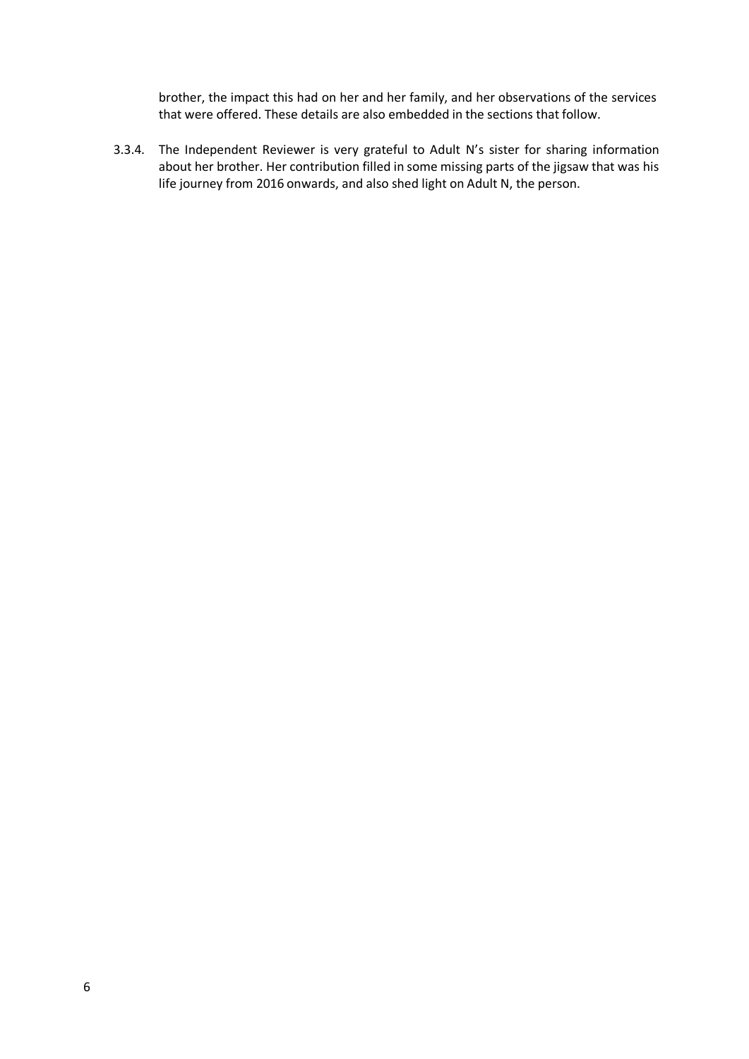brother, the impact this had on her and her family, and her observations of the services that were offered. These details are also embedded in the sections that follow.

3.3.4. The Independent Reviewer is very grateful to Adult N's sister for sharing information about her brother. Her contribution filled in some missing parts of the jigsaw that was his life journey from 2016 onwards, and also shed light on Adult N, the person.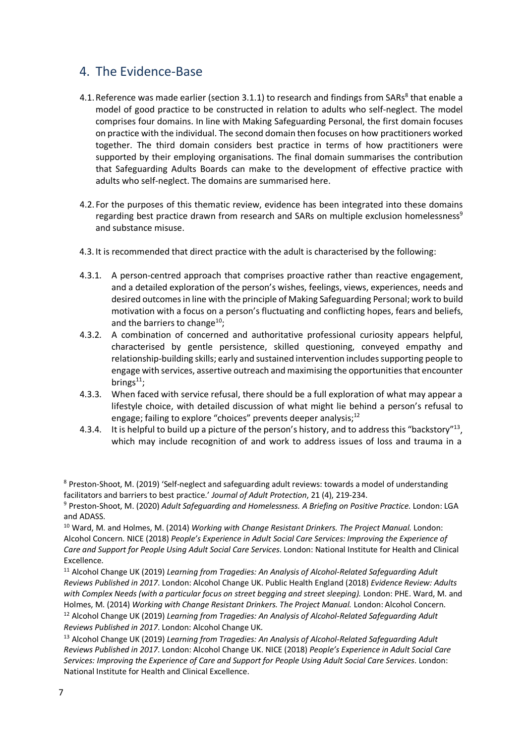## 4. The Evidence-Base

4.1. Reference was made earlier (section 3.1.1) to research and findings from SARs[8] that enable a model of good practice to be constructed in relation to adults who self-neglect. The model comprises four domains. In line with Making Safeguarding Personal, the first domain focuses on practice with the individual. The second domain then focuses on how practitioners worked together. The third domain considers best practice in terms of how practitioners were supported by their employing organisations. The final domain summarises the contribution that Safeguarding Adults Boards can make to the development of effective practice with adults who self-neglect. The domains are summarised here.

4.2. For the purposes of this thematic review, evidence has been integrated into these domains regarding best practice drawn from research and SARs on multiple exclusion homelessness[9] and substance misuse.

4.3. It is recommended that direct practice with the adult is characterised by the following:

4.3.1. A person-centred approach that comprises proactive rather than reactive engagement, and a detailed exploration of the person's wishes, feelings, views, experiences, needs and desired outcomes in line with the principle of Making Safeguarding Personal; work to build motivation with a focus on a person's fluctuating and conflicting hopes, fears and beliefs, and the barriers to change[10];

4.3.2. A combination of concerned and authoritative professional curiosity appears helpful, characterised by gentle persistence, skilled questioning, conveyed empathy and relationship-building skills; early and sustained intervention includes supporting people to engage with services, assertive outreach and maximising the opportunities that encounter brings[11];

4.3.3. When faced with service refusal, there should be a full exploration of what may appear a lifestyle choice, with detailed discussion of what might lie behind a person's refusal to engage; failing to explore "choices" prevents deeper analysis;[12]

4.3.4. It is helpful to build up a picture of the person's history, and to address this "backstory"[13], which may include recognition of and work to address issues of loss and trauma in a

---

[8] Preston-Shoot, M. (2019) 'Self-neglect and safeguarding adult reviews: towards a model of understanding facilitators and barriers to best practice.' *Journal of Adult Protection*, 21 (4), 219-234.

[9] Preston-Shoot, M. (2020) *Adult Safeguarding and Homelessness. A Briefing on Positive Practice*. London: LGA and ADASS.

[10] Ward, M. and Holmes, M. (2014) *Working with Change Resistant Drinkers. The Project Manual.* London: Alcohol Concern. NICE (2018) *People's Experience in Adult Social Care Services: Improving the Experience of Care and Support for People Using Adult Social Care Services*. London: National Institute for Health and Clinical Excellence.

[11] Alcohol Change UK (2019) *Learning from Tragedies: An Analysis of Alcohol-Related Safeguarding Adult Reviews Published in 2017*. London: Alcohol Change UK. Public Health England (2018) *Evidence Review: Adults with Complex Needs (with a particular focus on street begging and street sleeping).* London: PHE. Ward, M. and Holmes, M. (2014) *Working with Change Resistant Drinkers. The Project Manual.* London: Alcohol Concern.

[12] Alcohol Change UK (2019) *Learning from Tragedies: An Analysis of Alcohol-Related Safeguarding Adult Reviews Published in 2017*. London: Alcohol Change UK.

[13] Alcohol Change UK (2019) *Learning from Tragedies: An Analysis of Alcohol-Related Safeguarding Adult Reviews Published in 2017*. London: Alcohol Change UK. NICE (2018) *People's Experience in Adult Social Care Services: Improving the Experience of Care and Support for People Using Adult Social Care Services*. London: National Institute for Health and Clinical Excellence.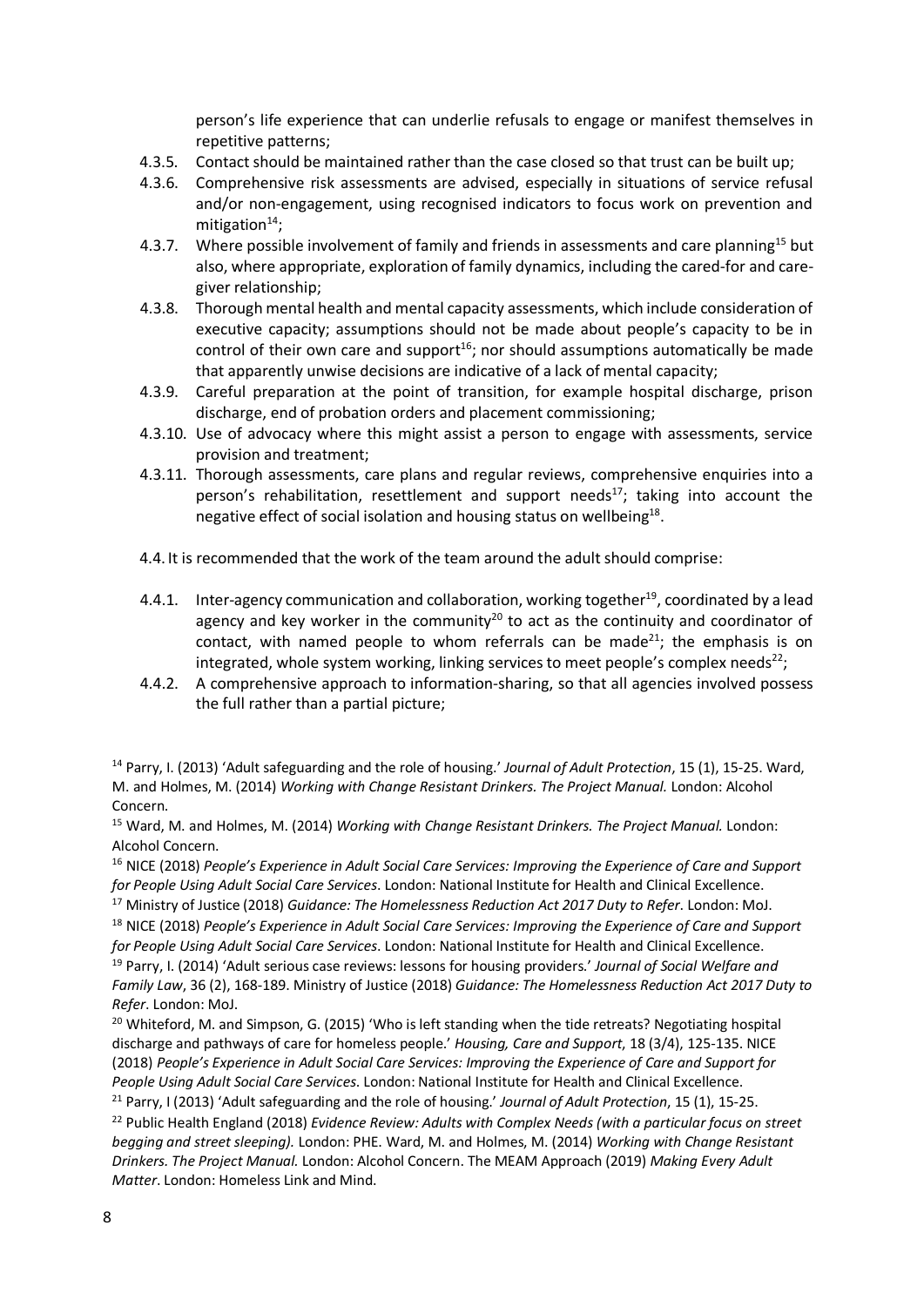person's life experience that can underlie refusals to engage or manifest themselves in repetitive patterns;

4.3.5. Contact should be maintained rather than the case closed so that trust can be built up;

4.3.6. Comprehensive risk assessments are advised, especially in situations of service refusal and/or non-engagement, using recognised indicators to focus work on prevention and mitigation[14];

4.3.7. Where possible involvement of family and friends in assessments and care planning[15] but also, where appropriate, exploration of family dynamics, including the cared-for and care-giver relationship;

4.3.8. Thorough mental health and mental capacity assessments, which include consideration of executive capacity; assumptions should not be made about people's capacity to be in control of their own care and support[16]; nor should assumptions automatically be made that apparently unwise decisions are indicative of a lack of mental capacity;

4.3.9. Careful preparation at the point of transition, for example hospital discharge, prison discharge, end of probation orders and placement commissioning;

4.3.10. Use of advocacy where this might assist a person to engage with assessments, service provision and treatment;

4.3.11. Thorough assessments, care plans and regular reviews, comprehensive enquiries into a person's rehabilitation, resettlement and support needs[17]; taking into account the negative effect of social isolation and housing status on wellbeing[18].

4.4. It is recommended that the work of the team around the adult should comprise:

4.4.1. Inter-agency communication and collaboration, working together[19], coordinated by a lead agency and key worker in the community[20] to act as the continuity and coordinator of contact, with named people to whom referrals can be made[21]; the emphasis is on integrated, whole system working, linking services to meet people's complex needs[22];

4.4.2. A comprehensive approach to information-sharing, so that all agencies involved possess the full rather than a partial picture;

---

[14] Parry, I. (2013) 'Adult safeguarding and the role of housing.' *Journal of Adult Protection*, 15 (1), 15-25. Ward, M. and Holmes, M. (2014) *Working with Change Resistant Drinkers. The Project Manual.* London: Alcohol Concern.

[15] Ward, M. and Holmes, M. (2014) *Working with Change Resistant Drinkers. The Project Manual.* London: Alcohol Concern.

[16] NICE (2018) *People's Experience in Adult Social Care Services: Improving the Experience of Care and Support for People Using Adult Social Care Services*. London: National Institute for Health and Clinical Excellence.

[17] Ministry of Justice (2018) *Guidance: The Homelessness Reduction Act 2017 Duty to Refer*. London: MoJ.

[18] NICE (2018) *People's Experience in Adult Social Care Services: Improving the Experience of Care and Support for People Using Adult Social Care Services*. London: National Institute for Health and Clinical Excellence.

[19] Parry, I. (2014) 'Adult serious case reviews: lessons for housing providers.' *Journal of Social Welfare and Family Law*, 36 (2), 168-189. Ministry of Justice (2018) *Guidance: The Homelessness Reduction Act 2017 Duty to Refer*. London: MoJ.

[20] Whiteford, M. and Simpson, G. (2015) 'Who is left standing when the tide retreats? Negotiating hospital discharge and pathways of care for homeless people.' *Housing, Care and Support*, 18 (3/4), 125-135. NICE (2018) *People's Experience in Adult Social Care Services: Improving the Experience of Care and Support for People Using Adult Social Care Services*. London: National Institute for Health and Clinical Excellence.

[21] Parry, I (2013) 'Adult safeguarding and the role of housing.' *Journal of Adult Protection*, 15 (1), 15-25.

[22] Public Health England (2018) *Evidence Review: Adults with Complex Needs (with a particular focus on street begging and street sleeping).* London: PHE. Ward, M. and Holmes, M. (2014) *Working with Change Resistant Drinkers. The Project Manual.* London: Alcohol Concern. The MEAM Approach (2019) *Making Every Adult Matter*. London: Homeless Link and Mind.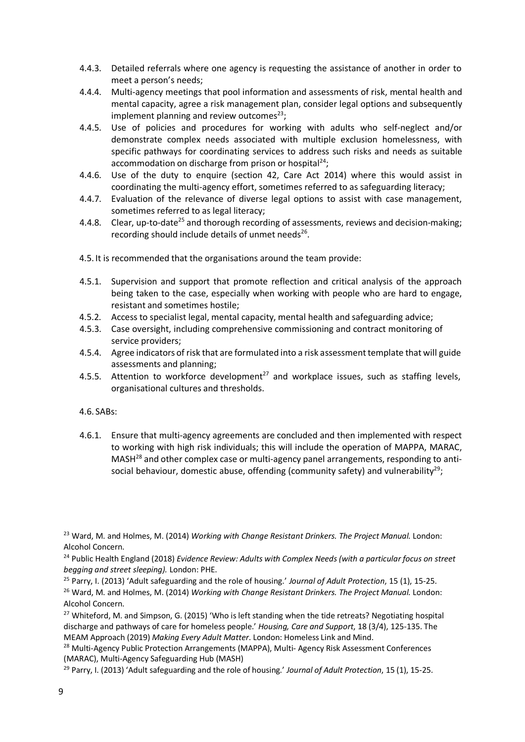4.4.3. Detailed referrals where one agency is requesting the assistance of another in order to meet a person's needs;

4.4.4. Multi-agency meetings that pool information and assessments of risk, mental health and mental capacity, agree a risk management plan, consider legal options and subsequently implement planning and review outcomes[23];

4.4.5. Use of policies and procedures for working with adults who self-neglect and/or demonstrate complex needs associated with multiple exclusion homelessness, with specific pathways for coordinating services to address such risks and needs as suitable accommodation on discharge from prison or hospital[24];

4.4.6. Use of the duty to enquire (section 42, Care Act 2014) where this would assist in coordinating the multi-agency effort, sometimes referred to as safeguarding literacy;

4.4.7. Evaluation of the relevance of diverse legal options to assist with case management, sometimes referred to as legal literacy;

4.4.8. Clear, up-to-date[25] and thorough recording of assessments, reviews and decision-making; recording should include details of unmet needs[26].

4.5. It is recommended that the organisations around the team provide:

4.5.1. Supervision and support that promote reflection and critical analysis of the approach being taken to the case, especially when working with people who are hard to engage, resistant and sometimes hostile;

4.5.2. Access to specialist legal, mental capacity, mental health and safeguarding advice;

4.5.3. Case oversight, including comprehensive commissioning and contract monitoring of service providers;

4.5.4. Agree indicators of risk that are formulated into a risk assessment template that will guide assessments and planning;

4.5.5. Attention to workforce development[27] and workplace issues, such as staffing levels, organisational cultures and thresholds.

4.6. SABs:

4.6.1. Ensure that multi-agency agreements are concluded and then implemented with respect to working with high risk individuals; this will include the operation of MAPPA, MARAC, MASH[28] and other complex case or multi-agency panel arrangements, responding to anti-social behaviour, domestic abuse, offending (community safety) and vulnerability[29];

---

[23] Ward, M. and Holmes, M. (2014) *Working with Change Resistant Drinkers. The Project Manual.* London: Alcohol Concern.

[24] Public Health England (2018) *Evidence Review: Adults with Complex Needs (with a particular focus on street begging and street sleeping).* London: PHE.

[25] Parry, I. (2013) 'Adult safeguarding and the role of housing.' *Journal of Adult Protection*, 15 (1), 15-25.

[26] Ward, M. and Holmes, M. (2014) *Working with Change Resistant Drinkers. The Project Manual.* London: Alcohol Concern.

[27] Whiteford, M. and Simpson, G. (2015) 'Who is left standing when the tide retreats? Negotiating hospital discharge and pathways of care for homeless people.' *Housing, Care and Support*, 18 (3/4), 125-135. The MEAM Approach (2019) *Making Every Adult Matter*. London: Homeless Link and Mind.

[28] Multi-Agency Public Protection Arrangements (MAPPA), Multi- Agency Risk Assessment Conferences (MARAC), Multi-Agency Safeguarding Hub (MASH)

[29] Parry, I. (2013) 'Adult safeguarding and the role of housing.' *Journal of Adult Protection*, 15 (1), 15-25.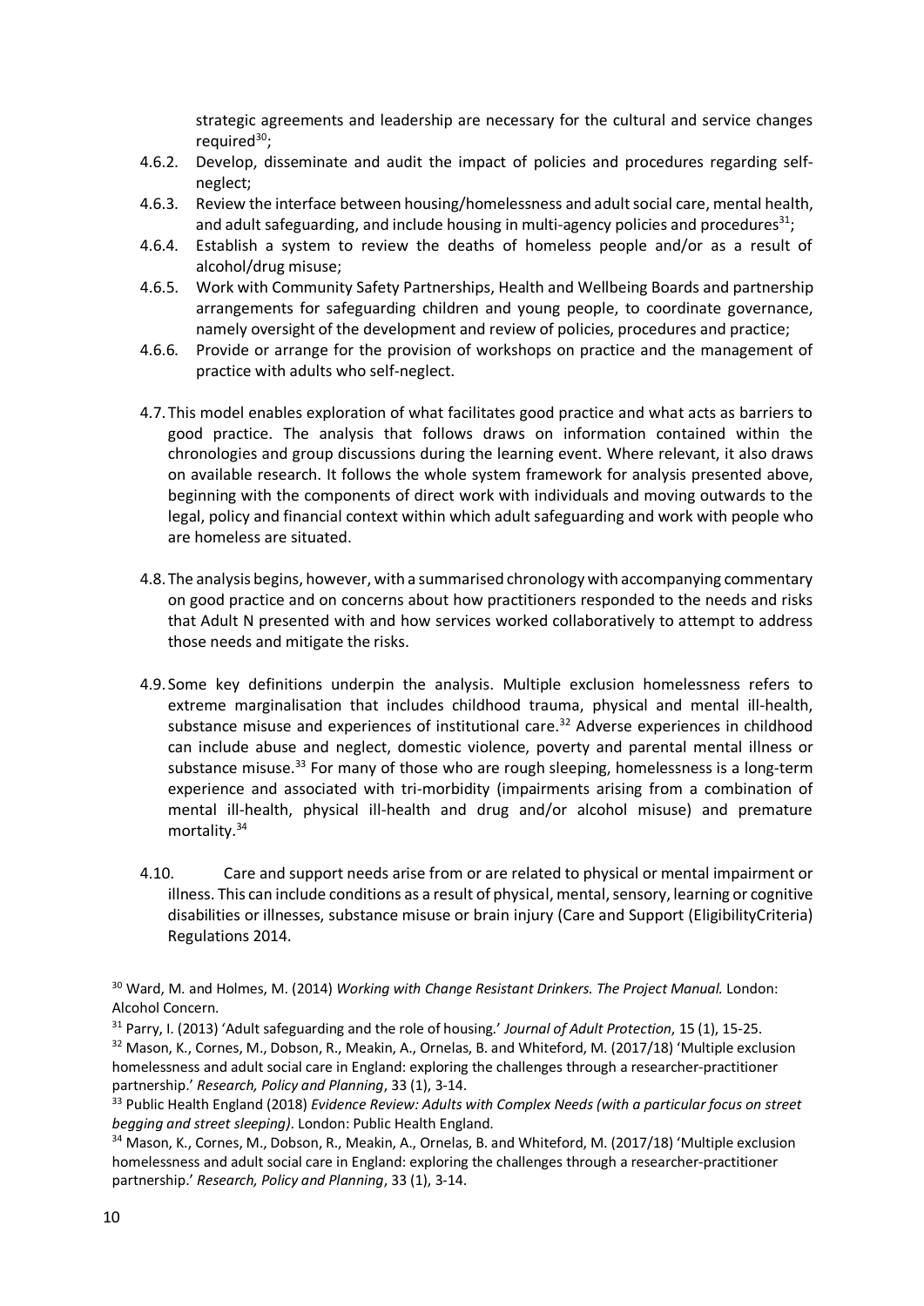strategic agreements and leadership are necessary for the cultural and service changes required[30];

4.6.2. Develop, disseminate and audit the impact of policies and procedures regarding self-neglect;

4.6.3. Review the interface between housing/homelessness and adult social care, mental health, and adult safeguarding, and include housing in multi-agency policies and procedures[31];

4.6.4. Establish a system to review the deaths of homeless people and/or as a result of alcohol/drug misuse;

4.6.5. Work with Community Safety Partnerships, Health and Wellbeing Boards and partnership arrangements for safeguarding children and young people, to coordinate governance, namely oversight of the development and review of policies, procedures and practice;

4.6.6. Provide or arrange for the provision of workshops on practice and the management of practice with adults who self-neglect.

4.7. This model enables exploration of what facilitates good practice and what acts as barriers to good practice. The analysis that follows draws on information contained within the chronologies and group discussions during the learning event. Where relevant, it also draws on available research. It follows the whole system framework for analysis presented above, beginning with the components of direct work with individuals and moving outwards to the legal, policy and financial context within which adult safeguarding and work with people who are homeless are situated.

4.8. The analysis begins, however, with a summarised chronology with accompanying commentary on good practice and on concerns about how practitioners responded to the needs and risks that Adult N presented with and how services worked collaboratively to attempt to address those needs and mitigate the risks.

4.9. Some key definitions underpin the analysis. Multiple exclusion homelessness refers to extreme marginalisation that includes childhood trauma, physical and mental ill-health, substance misuse and experiences of institutional care.[32] Adverse experiences in childhood can include abuse and neglect, domestic violence, poverty and parental mental illness or substance misuse.[33] For many of those who are rough sleeping, homelessness is a long-term experience and associated with tri-morbidity (impairments arising from a combination of mental ill-health, physical ill-health and drug and/or alcohol misuse) and premature mortality.[34]

4.10. Care and support needs arise from or are related to physical or mental impairment or illness. This can include conditions as a result of physical, mental, sensory, learning or cognitive disabilities or illnesses, substance misuse or brain injury (Care and Support (EligibilityCriteria) Regulations 2014.

---

[30] Ward, M. and Holmes, M. (2014) *Working with Change Resistant Drinkers. The Project Manual.* London: Alcohol Concern.

[31] Parry, I. (2013) 'Adult safeguarding and the role of housing.' *Journal of Adult Protection*, 15 (1), 15-25.

[32] Mason, K., Cornes, M., Dobson, R., Meakin, A., Ornelas, B. and Whiteford, M. (2017/18) 'Multiple exclusion homelessness and adult social care in England: exploring the challenges through a researcher-practitioner partnership.' *Research, Policy and Planning*, 33 (1), 3-14.

[33] Public Health England (2018) *Evidence Review: Adults with Complex Needs (with a particular focus on street begging and street sleeping)*. London: Public Health England.

[34] Mason, K., Cornes, M., Dobson, R., Meakin, A., Ornelas, B. and Whiteford, M. (2017/18) 'Multiple exclusion homelessness and adult social care in England: exploring the challenges through a researcher-practitioner partnership.' *Research, Policy and Planning*, 33 (1), 3-14.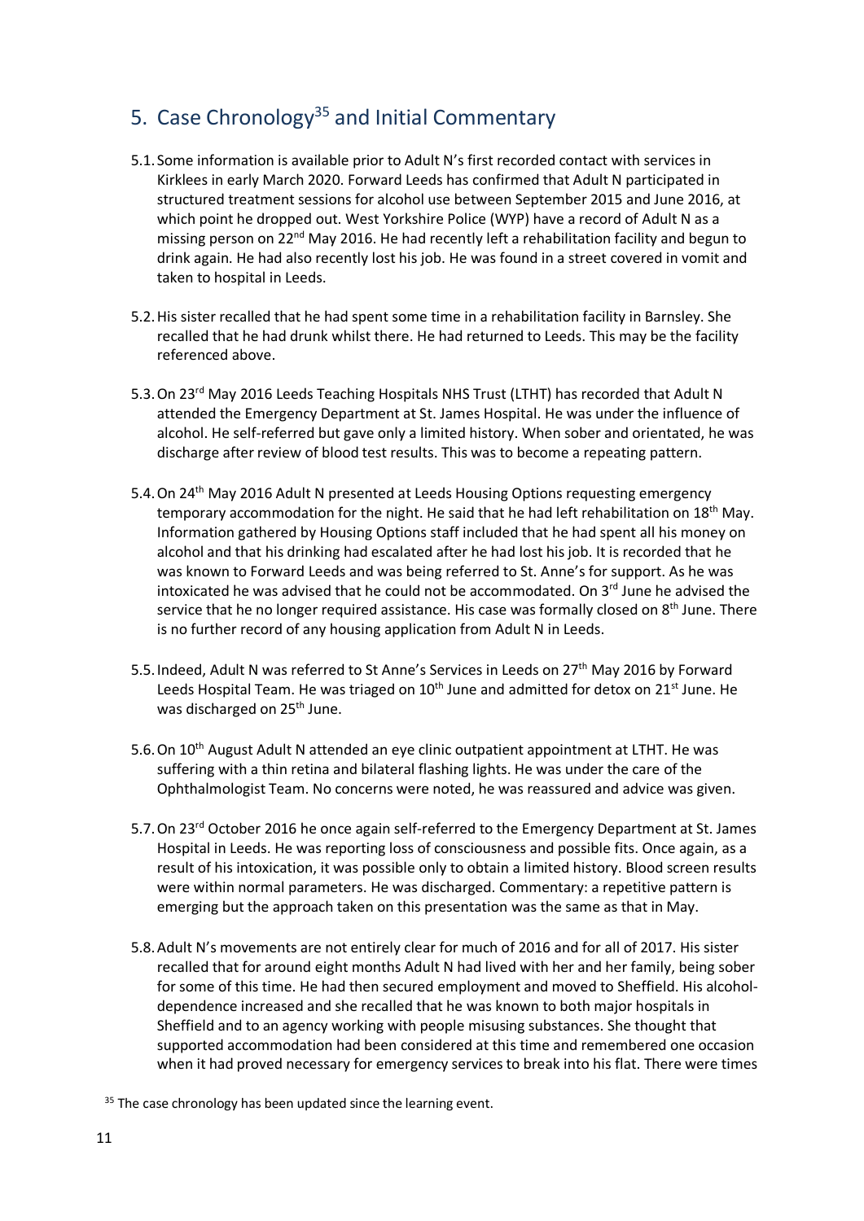## 5. Case Chronology[35] and Initial Commentary

5.1. Some information is available prior to Adult N's first recorded contact with services in Kirklees in early March 2020. Forward Leeds has confirmed that Adult N participated in structured treatment sessions for alcohol use between September 2015 and June 2016, at which point he dropped out. West Yorkshire Police (WYP) have a record of Adult N as a missing person on 22nd May 2016. He had recently left a rehabilitation facility and begun to drink again. He had also recently lost his job. He was found in a street covered in vomit and taken to hospital in Leeds.

5.2. His sister recalled that he had spent some time in a rehabilitation facility in Barnsley. She recalled that he had drunk whilst there. He had returned to Leeds. This may be the facility referenced above.

5.3. On 23rd May 2016 Leeds Teaching Hospitals NHS Trust (LTHT) has recorded that Adult N attended the Emergency Department at St. James Hospital. He was under the influence of alcohol. He self-referred but gave only a limited history. When sober and orientated, he was discharge after review of blood test results. This was to become a repeating pattern.

5.4. On 24th May 2016 Adult N presented at Leeds Housing Options requesting emergency temporary accommodation for the night. He said that he had left rehabilitation on 18th May. Information gathered by Housing Options staff included that he had spent all his money on alcohol and that his drinking had escalated after he had lost his job. It is recorded that he was known to Forward Leeds and was being referred to St. Anne's for support. As he was intoxicated he was advised that he could not be accommodated. On 3rd June he advised the service that he no longer required assistance. His case was formally closed on 8th June. There is no further record of any housing application from Adult N in Leeds.

5.5. Indeed, Adult N was referred to St Anne's Services in Leeds on 27th May 2016 by Forward Leeds Hospital Team. He was triaged on 10th June and admitted for detox on 21st June. He was discharged on 25th June.

5.6. On 10th August Adult N attended an eye clinic outpatient appointment at LTHT. He was suffering with a thin retina and bilateral flashing lights. He was under the care of the Ophthalmologist Team. No concerns were noted, he was reassured and advice was given.

5.7. On 23rd October 2016 he once again self-referred to the Emergency Department at St. James Hospital in Leeds. He was reporting loss of consciousness and possible fits. Once again, as a result of his intoxication, it was possible only to obtain a limited history. Blood screen results were within normal parameters. He was discharged. Commentary: a repetitive pattern is emerging but the approach taken on this presentation was the same as that in May.

5.8. Adult N's movements are not entirely clear for much of 2016 and for all of 2017. His sister recalled that for around eight months Adult N had lived with her and her family, being sober for some of this time. He had then secured employment and moved to Sheffield. His alcohol-dependence increased and she recalled that he was known to both major hospitals in Sheffield and to an agency working with people misusing substances. She thought that supported accommodation had been considered at this time and remembered one occasion when it had proved necessary for emergency services to break into his flat. There were times

[35] The case chronology has been updated since the learning event.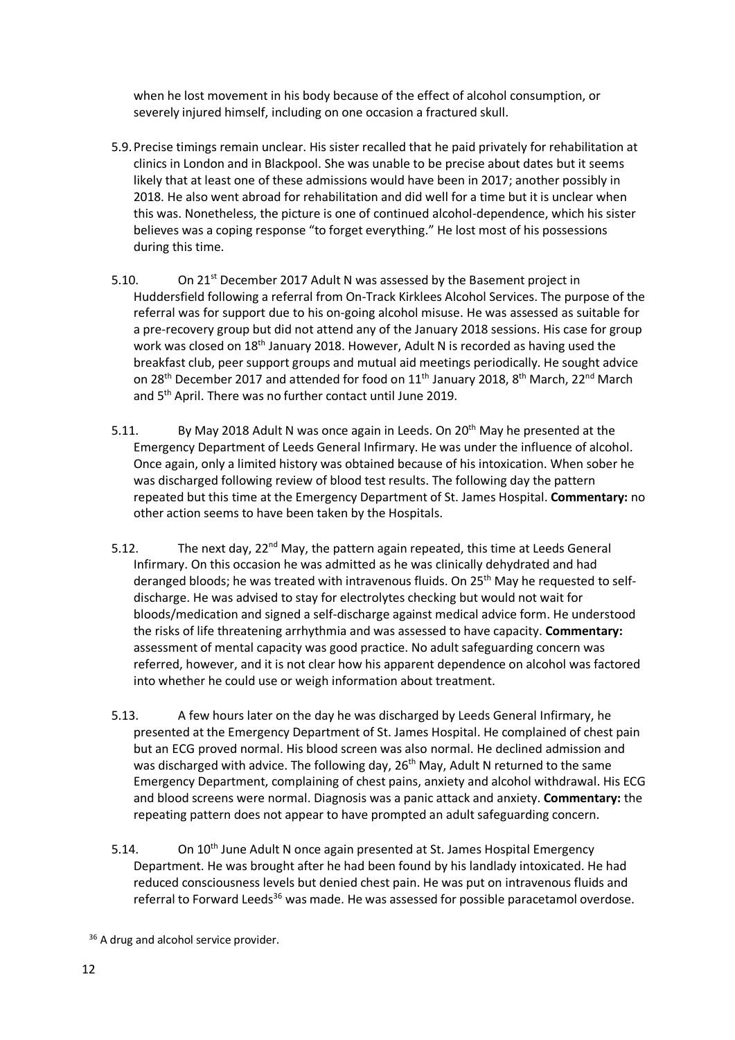when he lost movement in his body because of the effect of alcohol consumption, or severely injured himself, including on one occasion a fractured skull.

5.9. Precise timings remain unclear. His sister recalled that he paid privately for rehabilitation at clinics in London and in Blackpool. She was unable to be precise about dates but it seems likely that at least one of these admissions would have been in 2017; another possibly in 2018. He also went abroad for rehabilitation and did well for a time but it is unclear when this was. Nonetheless, the picture is one of continued alcohol-dependence, which his sister believes was a coping response "to forget everything." He lost most of his possessions during this time.

5.10. On 21st December 2017 Adult N was assessed by the Basement project in Huddersfield following a referral from On-Track Kirklees Alcohol Services. The purpose of the referral was for support due to his on-going alcohol misuse. He was assessed as suitable for a pre-recovery group but did not attend any of the January 2018 sessions. His case for group work was closed on 18th January 2018. However, Adult N is recorded as having used the breakfast club, peer support groups and mutual aid meetings periodically. He sought advice on 28th December 2017 and attended for food on 11th January 2018, 8th March, 22nd March and 5th April. There was no further contact until June 2019.

5.11. By May 2018 Adult N was once again in Leeds. On 20th May he presented at the Emergency Department of Leeds General Infirmary. He was under the influence of alcohol. Once again, only a limited history was obtained because of his intoxication. When sober he was discharged following review of blood test results. The following day the pattern repeated but this time at the Emergency Department of St. James Hospital. **Commentary:** no other action seems to have been taken by the Hospitals.

5.12. The next day, 22nd May, the pattern again repeated, this time at Leeds General Infirmary. On this occasion he was admitted as he was clinically dehydrated and had deranged bloods; he was treated with intravenous fluids. On 25th May he requested to self-discharge. He was advised to stay for electrolytes checking but would not wait for bloods/medication and signed a self-discharge against medical advice form. He understood the risks of life threatening arrhythmia and was assessed to have capacity. **Commentary:** assessment of mental capacity was good practice. No adult safeguarding concern was referred, however, and it is not clear how his apparent dependence on alcohol was factored into whether he could use or weigh information about treatment.

5.13. A few hours later on the day he was discharged by Leeds General Infirmary, he presented at the Emergency Department of St. James Hospital. He complained of chest pain but an ECG proved normal. His blood screen was also normal. He declined admission and was discharged with advice. The following day, 26th May, Adult N returned to the same Emergency Department, complaining of chest pains, anxiety and alcohol withdrawal. His ECG and blood screens were normal. Diagnosis was a panic attack and anxiety. **Commentary:** the repeating pattern does not appear to have prompted an adult safeguarding concern.

5.14. On 10th June Adult N once again presented at St. James Hospital Emergency Department. He was brought after he had been found by his landlady intoxicated. He had reduced consciousness levels but denied chest pain. He was put on intravenous fluids and referral to Forward Leeds[36] was made. He was assessed for possible paracetamol overdose.

[36] A drug and alcohol service provider.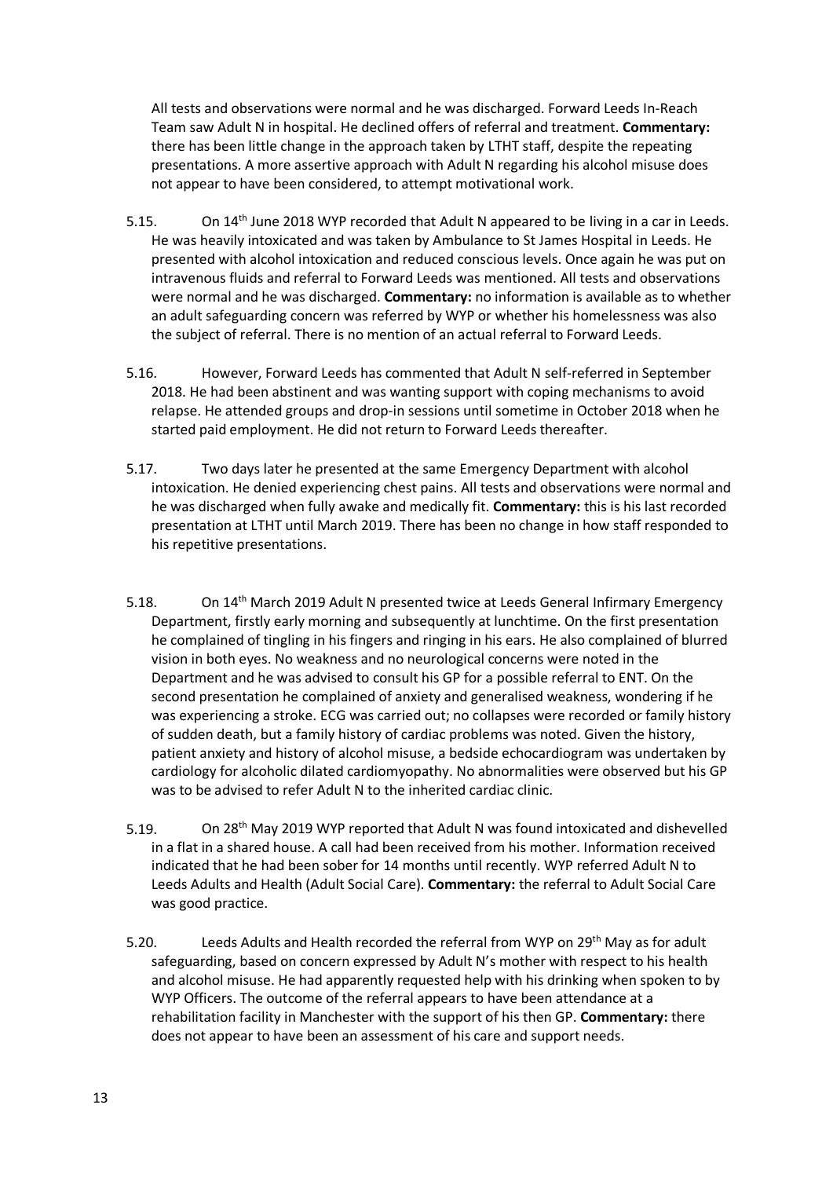All tests and observations were normal and he was discharged. Forward Leeds In-Reach Team saw Adult N in hospital. He declined offers of referral and treatment. **Commentary:** there has been little change in the approach taken by LTHT staff, despite the repeating presentations. A more assertive approach with Adult N regarding his alcohol misuse does not appear to have been considered, to attempt motivational work.

5.15. On 14th June 2018 WYP recorded that Adult N appeared to be living in a car in Leeds. He was heavily intoxicated and was taken by Ambulance to St James Hospital in Leeds. He presented with alcohol intoxication and reduced conscious levels. Once again he was put on intravenous fluids and referral to Forward Leeds was mentioned. All tests and observations were normal and he was discharged. **Commentary:** no information is available as to whether an adult safeguarding concern was referred by WYP or whether his homelessness was also the subject of referral. There is no mention of an actual referral to Forward Leeds.

5.16. However, Forward Leeds has commented that Adult N self-referred in September 2018. He had been abstinent and was wanting support with coping mechanisms to avoid relapse. He attended groups and drop-in sessions until sometime in October 2018 when he started paid employment. He did not return to Forward Leeds thereafter.

5.17. Two days later he presented at the same Emergency Department with alcohol intoxication. He denied experiencing chest pains. All tests and observations were normal and he was discharged when fully awake and medically fit. **Commentary:** this is his last recorded presentation at LTHT until March 2019. There has been no change in how staff responded to his repetitive presentations.

5.18. On 14th March 2019 Adult N presented twice at Leeds General Infirmary Emergency Department, firstly early morning and subsequently at lunchtime. On the first presentation he complained of tingling in his fingers and ringing in his ears. He also complained of blurred vision in both eyes. No weakness and no neurological concerns were noted in the Department and he was advised to consult his GP for a possible referral to ENT. On the second presentation he complained of anxiety and generalised weakness, wondering if he was experiencing a stroke. ECG was carried out; no collapses were recorded or family history of sudden death, but a family history of cardiac problems was noted. Given the history, patient anxiety and history of alcohol misuse, a bedside echocardiogram was undertaken by cardiology for alcoholic dilated cardiomyopathy. No abnormalities were observed but his GP was to be advised to refer Adult N to the inherited cardiac clinic.

5.19. On 28th May 2019 WYP reported that Adult N was found intoxicated and dishevelled in a flat in a shared house. A call had been received from his mother. Information received indicated that he had been sober for 14 months until recently. WYP referred Adult N to Leeds Adults and Health (Adult Social Care). **Commentary:** the referral to Adult Social Care was good practice.

5.20. Leeds Adults and Health recorded the referral from WYP on 29th May as for adult safeguarding, based on concern expressed by Adult N's mother with respect to his health and alcohol misuse. He had apparently requested help with his drinking when spoken to by WYP Officers. The outcome of the referral appears to have been attendance at a rehabilitation facility in Manchester with the support of his then GP. **Commentary:** there does not appear to have been an assessment of his care and support needs.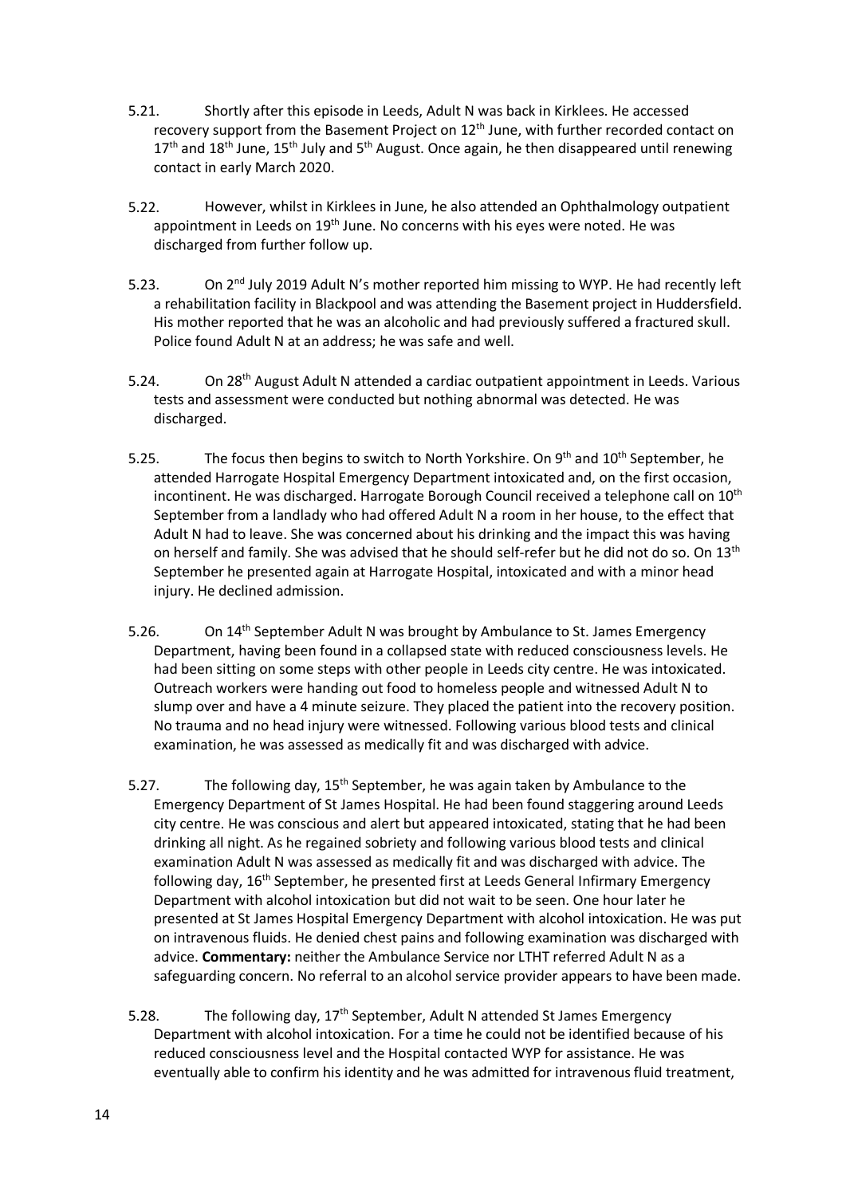5.21. Shortly after this episode in Leeds, Adult N was back in Kirklees. He accessed recovery support from the Basement Project on 12th June, with further recorded contact on 17th and 18th June, 15th July and 5th August. Once again, he then disappeared until renewing contact in early March 2020.

5.22. However, whilst in Kirklees in June, he also attended an Ophthalmology outpatient appointment in Leeds on 19th June. No concerns with his eyes were noted. He was discharged from further follow up.

5.23. On 2nd July 2019 Adult N's mother reported him missing to WYP. He had recently left a rehabilitation facility in Blackpool and was attending the Basement project in Huddersfield. His mother reported that he was an alcoholic and had previously suffered a fractured skull. Police found Adult N at an address; he was safe and well.

5.24. On 28th August Adult N attended a cardiac outpatient appointment in Leeds. Various tests and assessment were conducted but nothing abnormal was detected. He was discharged.

5.25. The focus then begins to switch to North Yorkshire. On 9th and 10th September, he attended Harrogate Hospital Emergency Department intoxicated and, on the first occasion, incontinent. He was discharged. Harrogate Borough Council received a telephone call on 10th September from a landlady who had offered Adult N a room in her house, to the effect that Adult N had to leave. She was concerned about his drinking and the impact this was having on herself and family. She was advised that he should self-refer but he did not do so. On 13th September he presented again at Harrogate Hospital, intoxicated and with a minor head injury. He declined admission.

5.26. On 14th September Adult N was brought by Ambulance to St. James Emergency Department, having been found in a collapsed state with reduced consciousness levels. He had been sitting on some steps with other people in Leeds city centre. He was intoxicated. Outreach workers were handing out food to homeless people and witnessed Adult N to slump over and have a 4 minute seizure. They placed the patient into the recovery position. No trauma and no head injury were witnessed. Following various blood tests and clinical examination, he was assessed as medically fit and was discharged with advice.

5.27. The following day, 15th September, he was again taken by Ambulance to the Emergency Department of St James Hospital. He had been found staggering around Leeds city centre. He was conscious and alert but appeared intoxicated, stating that he had been drinking all night. As he regained sobriety and following various blood tests and clinical examination Adult N was assessed as medically fit and was discharged with advice. The following day, 16th September, he presented first at Leeds General Infirmary Emergency Department with alcohol intoxication but did not wait to be seen. One hour later he presented at St James Hospital Emergency Department with alcohol intoxication. He was put on intravenous fluids. He denied chest pains and following examination was discharged with advice. **Commentary:** neither the Ambulance Service nor LTHT referred Adult N as a safeguarding concern. No referral to an alcohol service provider appears to have been made.

5.28. The following day, 17th September, Adult N attended St James Emergency Department with alcohol intoxication. For a time he could not be identified because of his reduced consciousness level and the Hospital contacted WYP for assistance. He was eventually able to confirm his identity and he was admitted for intravenous fluid treatment,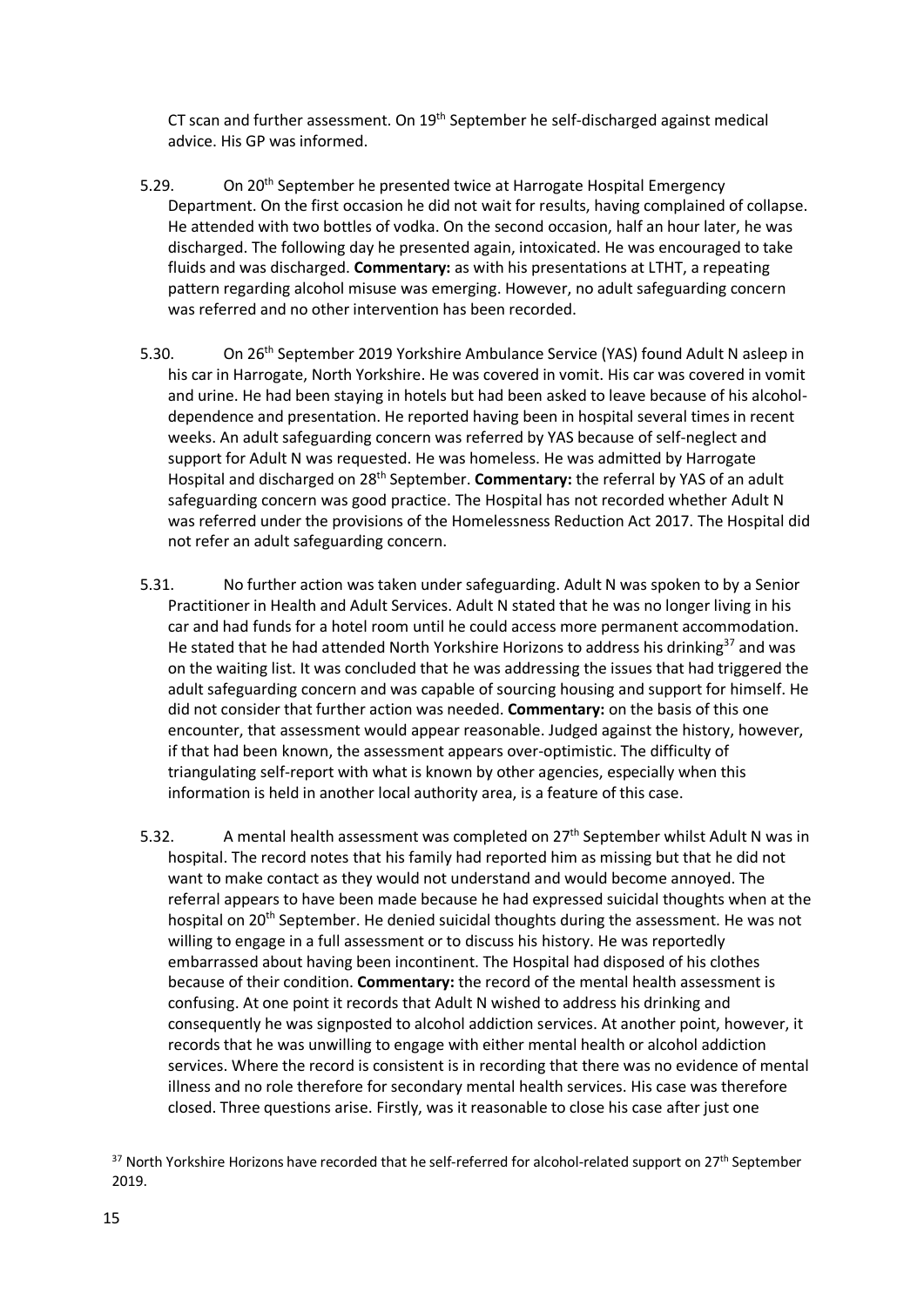CT scan and further assessment. On 19th September he self-discharged against medical advice. His GP was informed.

5.29. On 20th September he presented twice at Harrogate Hospital Emergency Department. On the first occasion he did not wait for results, having complained of collapse. He attended with two bottles of vodka. On the second occasion, half an hour later, he was discharged. The following day he presented again, intoxicated. He was encouraged to take fluids and was discharged. **Commentary:** as with his presentations at LTHT, a repeating pattern regarding alcohol misuse was emerging. However, no adult safeguarding concern was referred and no other intervention has been recorded.

5.30. On 26th September 2019 Yorkshire Ambulance Service (YAS) found Adult N asleep in his car in Harrogate, North Yorkshire. He was covered in vomit. His car was covered in vomit and urine. He had been staying in hotels but had been asked to leave because of his alcohol-dependence and presentation. He reported having been in hospital several times in recent weeks. An adult safeguarding concern was referred by YAS because of self-neglect and support for Adult N was requested. He was homeless. He was admitted by Harrogate Hospital and discharged on 28th September. **Commentary:** the referral by YAS of an adult safeguarding concern was good practice. The Hospital has not recorded whether Adult N was referred under the provisions of the Homelessness Reduction Act 2017. The Hospital did not refer an adult safeguarding concern.

5.31. No further action was taken under safeguarding. Adult N was spoken to by a Senior Practitioner in Health and Adult Services. Adult N stated that he was no longer living in his car and had funds for a hotel room until he could access more permanent accommodation. He stated that he had attended North Yorkshire Horizons to address his drinking[37] and was on the waiting list. It was concluded that he was addressing the issues that had triggered the adult safeguarding concern and was capable of sourcing housing and support for himself. He did not consider that further action was needed. **Commentary:** on the basis of this one encounter, that assessment would appear reasonable. Judged against the history, however, if that had been known, the assessment appears over-optimistic. The difficulty of triangulating self-report with what is known by other agencies, especially when this information is held in another local authority area, is a feature of this case.

5.32. A mental health assessment was completed on 27th September whilst Adult N was in hospital. The record notes that his family had reported him as missing but that he did not want to make contact as they would not understand and would become annoyed. The referral appears to have been made because he had expressed suicidal thoughts when at the hospital on 20th September. He denied suicidal thoughts during the assessment. He was not willing to engage in a full assessment or to discuss his history. He was reportedly embarrassed about having been incontinent. The Hospital had disposed of his clothes because of their condition. **Commentary:** the record of the mental health assessment is confusing. At one point it records that Adult N wished to address his drinking and consequently he was signposted to alcohol addiction services. At another point, however, it records that he was unwilling to engage with either mental health or alcohol addiction services. Where the record is consistent is in recording that there was no evidence of mental illness and no role therefore for secondary mental health services. His case was therefore closed. Three questions arise. Firstly, was it reasonable to close his case after just one

[37] North Yorkshire Horizons have recorded that he self-referred for alcohol-related support on 27th September 2019.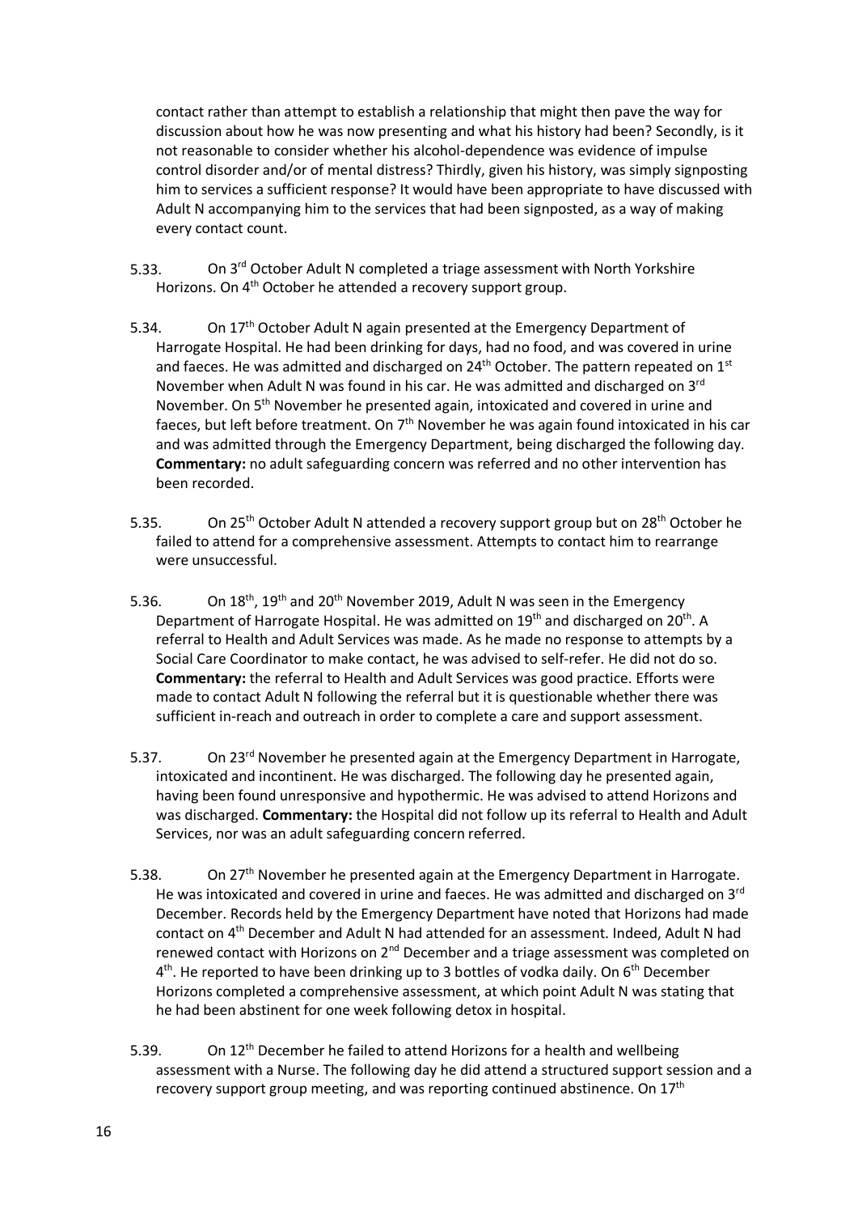contact rather than attempt to establish a relationship that might then pave the way for discussion about how he was now presenting and what his history had been? Secondly, is it not reasonable to consider whether his alcohol-dependence was evidence of impulse control disorder and/or of mental distress? Thirdly, given his history, was simply signposting him to services a sufficient response? It would have been appropriate to have discussed with Adult N accompanying him to the services that had been signposted, as a way of making every contact count.

5.33. On 3rd October Adult N completed a triage assessment with North Yorkshire Horizons. On 4th October he attended a recovery support group.

5.34. On 17th October Adult N again presented at the Emergency Department of Harrogate Hospital. He had been drinking for days, had no food, and was covered in urine and faeces. He was admitted and discharged on 24th October. The pattern repeated on 1st November when Adult N was found in his car. He was admitted and discharged on 3rd November. On 5th November he presented again, intoxicated and covered in urine and faeces, but left before treatment. On 7th November he was again found intoxicated in his car and was admitted through the Emergency Department, being discharged the following day. **Commentary:** no adult safeguarding concern was referred and no other intervention has been recorded.

5.35. On 25th October Adult N attended a recovery support group but on 28th October he failed to attend for a comprehensive assessment. Attempts to contact him to rearrange were unsuccessful.

5.36. On 18th, 19th and 20th November 2019, Adult N was seen in the Emergency Department of Harrogate Hospital. He was admitted on 19th and discharged on 20th. A referral to Health and Adult Services was made. As he made no response to attempts by a Social Care Coordinator to make contact, he was advised to self-refer. He did not do so. **Commentary:** the referral to Health and Adult Services was good practice. Efforts were made to contact Adult N following the referral but it is questionable whether there was sufficient in-reach and outreach in order to complete a care and support assessment.

5.37. On 23rd November he presented again at the Emergency Department in Harrogate, intoxicated and incontinent. He was discharged. The following day he presented again, having been found unresponsive and hypothermic. He was advised to attend Horizons and was discharged. **Commentary:** the Hospital did not follow up its referral to Health and Adult Services, nor was an adult safeguarding concern referred.

5.38. On 27th November he presented again at the Emergency Department in Harrogate. He was intoxicated and covered in urine and faeces. He was admitted and discharged on 3rd December. Records held by the Emergency Department have noted that Horizons had made contact on 4th December and Adult N had attended for an assessment. Indeed, Adult N had renewed contact with Horizons on 2nd December and a triage assessment was completed on 4th. He reported to have been drinking up to 3 bottles of vodka daily. On 6th December Horizons completed a comprehensive assessment, at which point Adult N was stating that he had been abstinent for one week following detox in hospital.

5.39. On 12th December he failed to attend Horizons for a health and wellbeing assessment with a Nurse. The following day he did attend a structured support session and a recovery support group meeting, and was reporting continued abstinence. On 17th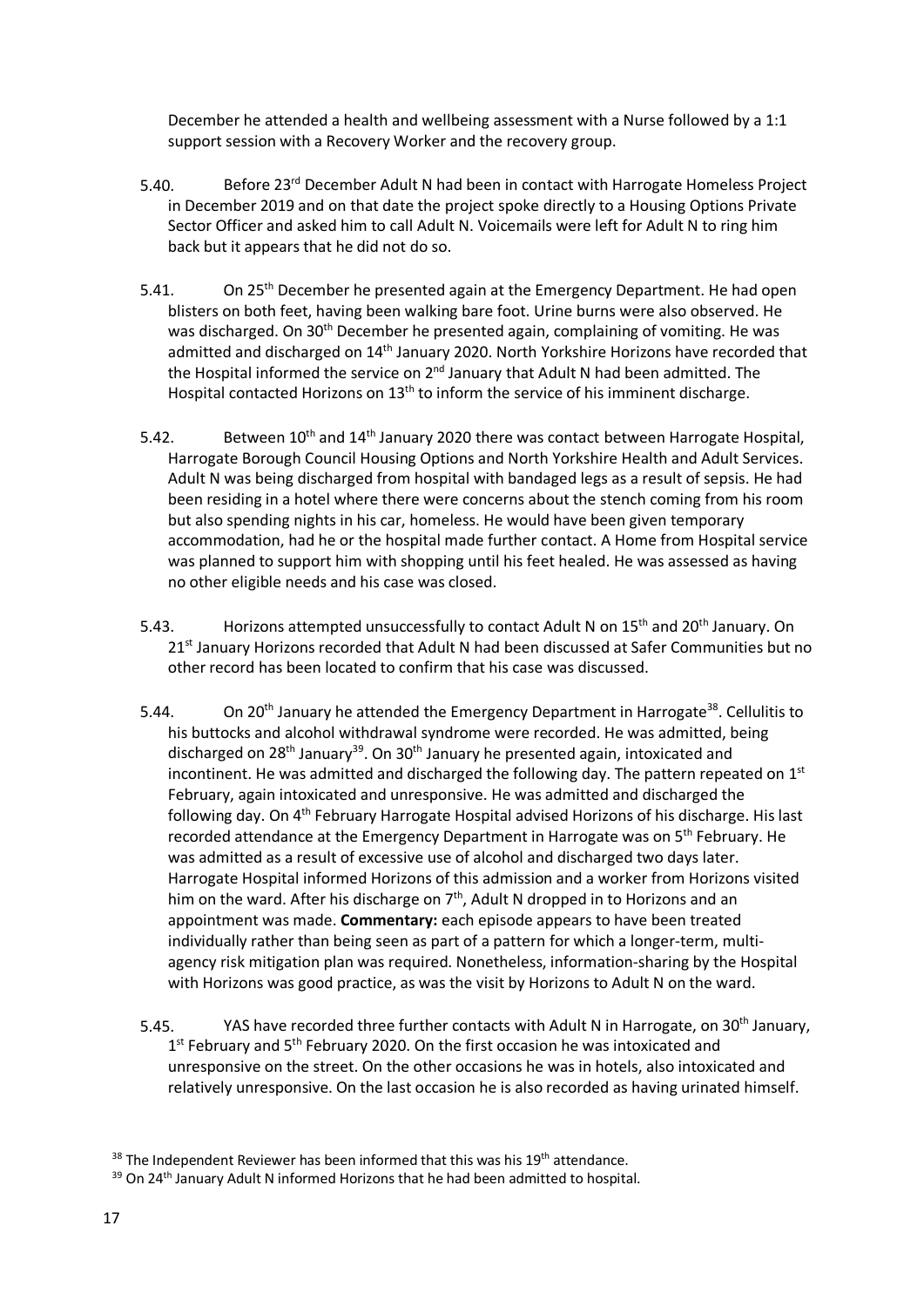December he attended a health and wellbeing assessment with a Nurse followed by a 1:1 support session with a Recovery Worker and the recovery group.

5.40. Before 23rd December Adult N had been in contact with Harrogate Homeless Project in December 2019 and on that date the project spoke directly to a Housing Options Private Sector Officer and asked him to call Adult N. Voicemails were left for Adult N to ring him back but it appears that he did not do so.

5.41. On 25th December he presented again at the Emergency Department. He had open blisters on both feet, having been walking bare foot. Urine burns were also observed. He was discharged. On 30th December he presented again, complaining of vomiting. He was admitted and discharged on 14th January 2020. North Yorkshire Horizons have recorded that the Hospital informed the service on 2nd January that Adult N had been admitted. The Hospital contacted Horizons on 13th to inform the service of his imminent discharge.

5.42. Between 10th and 14th January 2020 there was contact between Harrogate Hospital, Harrogate Borough Council Housing Options and North Yorkshire Health and Adult Services. Adult N was being discharged from hospital with bandaged legs as a result of sepsis. He had been residing in a hotel where there were concerns about the stench coming from his room but also spending nights in his car, homeless. He would have been given temporary accommodation, had he or the hospital made further contact. A Home from Hospital service was planned to support him with shopping until his feet healed. He was assessed as having no other eligible needs and his case was closed.

5.43. Horizons attempted unsuccessfully to contact Adult N on 15th and 20th January. On 21st January Horizons recorded that Adult N had been discussed at Safer Communities but no other record has been located to confirm that his case was discussed.

5.44. On 20th January he attended the Emergency Department in Harrogate[38]. Cellulitis to his buttocks and alcohol withdrawal syndrome were recorded. He was admitted, being discharged on 28th January[39]. On 30th January he presented again, intoxicated and incontinent. He was admitted and discharged the following day. The pattern repeated on 1st February, again intoxicated and unresponsive. He was admitted and discharged the following day. On 4th February Harrogate Hospital advised Horizons of his discharge. His last recorded attendance at the Emergency Department in Harrogate was on 5th February. He was admitted as a result of excessive use of alcohol and discharged two days later. Harrogate Hospital informed Horizons of this admission and a worker from Horizons visited him on the ward. After his discharge on 7th, Adult N dropped in to Horizons and an appointment was made. **Commentary:** each episode appears to have been treated individually rather than being seen as part of a pattern for which a longer-term, multi-agency risk mitigation plan was required. Nonetheless, information-sharing by the Hospital with Horizons was good practice, as was the visit by Horizons to Adult N on the ward.

5.45. YAS have recorded three further contacts with Adult N in Harrogate, on 30th January, 1st February and 5th February 2020. On the first occasion he was intoxicated and unresponsive on the street. On the other occasions he was in hotels, also intoxicated and relatively unresponsive. On the last occasion he is also recorded as having urinated himself.

[38] The Independent Reviewer has been informed that this was his 19th attendance.

[39] On 24th January Adult N informed Horizons that he had been admitted to hospital.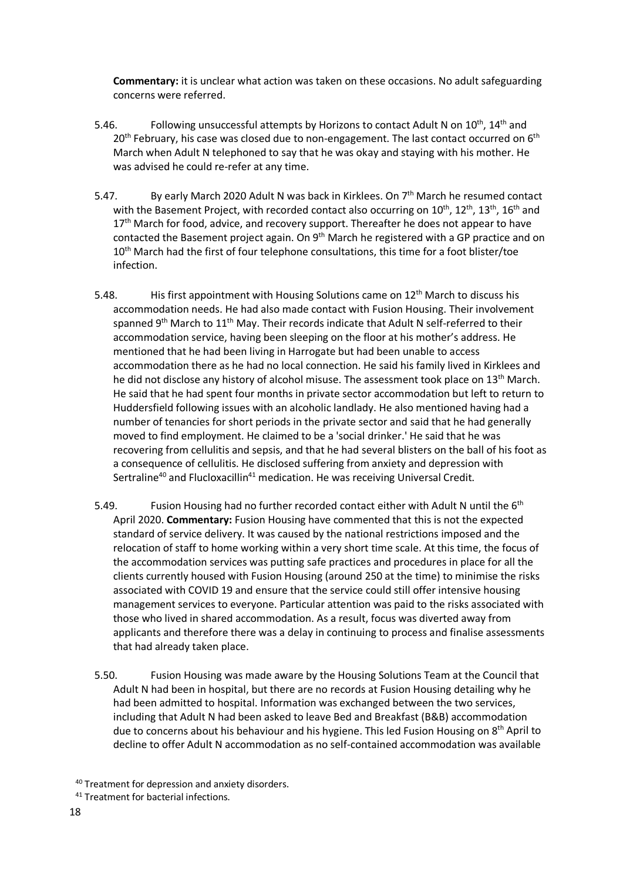**Commentary:** it is unclear what action was taken on these occasions. No adult safeguarding concerns were referred.

5.46. Following unsuccessful attempts by Horizons to contact Adult N on 10th, 14th and 20th February, his case was closed due to non-engagement. The last contact occurred on 6th March when Adult N telephoned to say that he was okay and staying with his mother. He was advised he could re-refer at any time.

5.47. By early March 2020 Adult N was back in Kirklees. On 7th March he resumed contact with the Basement Project, with recorded contact also occurring on 10th, 12th, 13th, 16th and 17th March for food, advice, and recovery support. Thereafter he does not appear to have contacted the Basement project again. On 9th March he registered with a GP practice and on 10th March had the first of four telephone consultations, this time for a foot blister/toe infection.

5.48. His first appointment with Housing Solutions came on 12th March to discuss his accommodation needs. He had also made contact with Fusion Housing. Their involvement spanned 9th March to 11th May. Their records indicate that Adult N self-referred to their accommodation service, having been sleeping on the floor at his mother's address. He mentioned that he had been living in Harrogate but had been unable to access accommodation there as he had no local connection. He said his family lived in Kirklees and he did not disclose any history of alcohol misuse. The assessment took place on 13th March. He said that he had spent four months in private sector accommodation but left to return to Huddersfield following issues with an alcoholic landlady. He also mentioned having had a number of tenancies for short periods in the private sector and said that he had generally moved to find employment. He claimed to be a 'social drinker.' He said that he was recovering from cellulitis and sepsis, and that he had several blisters on the ball of his foot as a consequence of cellulitis. He disclosed suffering from anxiety and depression with Sertraline[40] and Flucloxacillin[41] medication. He was receiving Universal Credit.

5.49. Fusion Housing had no further recorded contact either with Adult N until the 6th April 2020. **Commentary:** Fusion Housing have commented that this is not the expected standard of service delivery. It was caused by the national restrictions imposed and the relocation of staff to home working within a very short time scale. At this time, the focus of the accommodation services was putting safe practices and procedures in place for all the clients currently housed with Fusion Housing (around 250 at the time) to minimise the risks associated with COVID 19 and ensure that the service could still offer intensive housing management services to everyone. Particular attention was paid to the risks associated with those who lived in shared accommodation. As a result, focus was diverted away from applicants and therefore there was a delay in continuing to process and finalise assessments that had already taken place.

5.50. Fusion Housing was made aware by the Housing Solutions Team at the Council that Adult N had been in hospital, but there are no records at Fusion Housing detailing why he had been admitted to hospital. Information was exchanged between the two services, including that Adult N had been asked to leave Bed and Breakfast (B&B) accommodation due to concerns about his behaviour and his hygiene. This led Fusion Housing on 8th April to decline to offer Adult N accommodation as no self-contained accommodation was available

[40] Treatment for depression and anxiety disorders.

[41] Treatment for bacterial infections.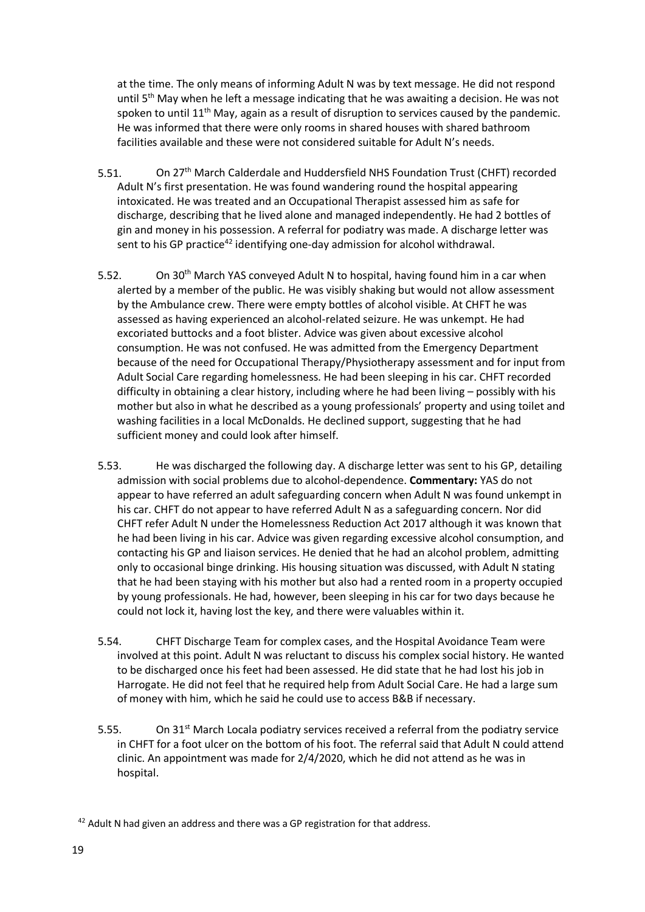at the time. The only means of informing Adult N was by text message. He did not respond until 5th May when he left a message indicating that he was awaiting a decision. He was not spoken to until 11th May, again as a result of disruption to services caused by the pandemic. He was informed that there were only rooms in shared houses with shared bathroom facilities available and these were not considered suitable for Adult N's needs.

5.51. On 27th March Calderdale and Huddersfield NHS Foundation Trust (CHFT) recorded Adult N's first presentation. He was found wandering round the hospital appearing intoxicated. He was treated and an Occupational Therapist assessed him as safe for discharge, describing that he lived alone and managed independently. He had 2 bottles of gin and money in his possession. A referral for podiatry was made. A discharge letter was sent to his GP practice[42] identifying one-day admission for alcohol withdrawal.

5.52. On 30th March YAS conveyed Adult N to hospital, having found him in a car when alerted by a member of the public. He was visibly shaking but would not allow assessment by the Ambulance crew. There were empty bottles of alcohol visible. At CHFT he was assessed as having experienced an alcohol-related seizure. He was unkempt. He had excoriated buttocks and a foot blister. Advice was given about excessive alcohol consumption. He was not confused. He was admitted from the Emergency Department because of the need for Occupational Therapy/Physiotherapy assessment and for input from Adult Social Care regarding homelessness. He had been sleeping in his car. CHFT recorded difficulty in obtaining a clear history, including where he had been living – possibly with his mother but also in what he described as a young professionals' property and using toilet and washing facilities in a local McDonalds. He declined support, suggesting that he had sufficient money and could look after himself.

5.53. He was discharged the following day. A discharge letter was sent to his GP, detailing admission with social problems due to alcohol-dependence. **Commentary:** YAS do not appear to have referred an adult safeguarding concern when Adult N was found unkempt in his car. CHFT do not appear to have referred Adult N as a safeguarding concern. Nor did CHFT refer Adult N under the Homelessness Reduction Act 2017 although it was known that he had been living in his car. Advice was given regarding excessive alcohol consumption, and contacting his GP and liaison services. He denied that he had an alcohol problem, admitting only to occasional binge drinking. His housing situation was discussed, with Adult N stating that he had been staying with his mother but also had a rented room in a property occupied by young professionals. He had, however, been sleeping in his car for two days because he could not lock it, having lost the key, and there were valuables within it.

5.54. CHFT Discharge Team for complex cases, and the Hospital Avoidance Team were involved at this point. Adult N was reluctant to discuss his complex social history. He wanted to be discharged once his feet had been assessed. He did state that he had lost his job in Harrogate. He did not feel that he required help from Adult Social Care. He had a large sum of money with him, which he said he could use to access B&B if necessary.

5.55. On 31st March Locala podiatry services received a referral from the podiatry service in CHFT for a foot ulcer on the bottom of his foot. The referral said that Adult N could attend clinic. An appointment was made for 2/4/2020, which he did not attend as he was in hospital.

[42] Adult N had given an address and there was a GP registration for that address.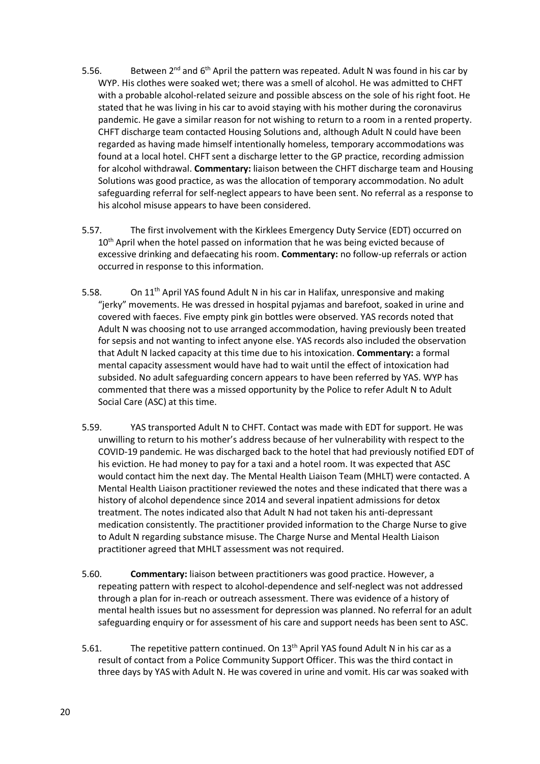5.56. Between 2nd and 6th April the pattern was repeated. Adult N was found in his car by WYP. His clothes were soaked wet; there was a smell of alcohol. He was admitted to CHFT with a probable alcohol-related seizure and possible abscess on the sole of his right foot. He stated that he was living in his car to avoid staying with his mother during the coronavirus pandemic. He gave a similar reason for not wishing to return to a room in a rented property. CHFT discharge team contacted Housing Solutions and, although Adult N could have been regarded as having made himself intentionally homeless, temporary accommodations was found at a local hotel. CHFT sent a discharge letter to the GP practice, recording admission for alcohol withdrawal. **Commentary:** liaison between the CHFT discharge team and Housing Solutions was good practice, as was the allocation of temporary accommodation. No adult safeguarding referral for self-neglect appears to have been sent. No referral as a response to his alcohol misuse appears to have been considered.

5.57. The first involvement with the Kirklees Emergency Duty Service (EDT) occurred on 10th April when the hotel passed on information that he was being evicted because of excessive drinking and defaecating his room. **Commentary:** no follow-up referrals or action occurred in response to this information.

5.58. On 11th April YAS found Adult N in his car in Halifax, unresponsive and making "jerky" movements. He was dressed in hospital pyjamas and barefoot, soaked in urine and covered with faeces. Five empty pink gin bottles were observed. YAS records noted that Adult N was choosing not to use arranged accommodation, having previously been treated for sepsis and not wanting to infect anyone else. YAS records also included the observation that Adult N lacked capacity at this time due to his intoxication. **Commentary:** a formal mental capacity assessment would have had to wait until the effect of intoxication had subsided. No adult safeguarding concern appears to have been referred by YAS. WYP has commented that there was a missed opportunity by the Police to refer Adult N to Adult Social Care (ASC) at this time.

5.59. YAS transported Adult N to CHFT. Contact was made with EDT for support. He was unwilling to return to his mother's address because of her vulnerability with respect to the COVID-19 pandemic. He was discharged back to the hotel that had previously notified EDT of his eviction. He had money to pay for a taxi and a hotel room. It was expected that ASC would contact him the next day. The Mental Health Liaison Team (MHLT) were contacted. A Mental Health Liaison practitioner reviewed the notes and these indicated that there was a history of alcohol dependence since 2014 and several inpatient admissions for detox treatment. The notes indicated also that Adult N had not taken his anti-depressant medication consistently. The practitioner provided information to the Charge Nurse to give to Adult N regarding substance misuse. The Charge Nurse and Mental Health Liaison practitioner agreed that MHLT assessment was not required.

5.60. **Commentary:** liaison between practitioners was good practice. However, a repeating pattern with respect to alcohol-dependence and self-neglect was not addressed through a plan for in-reach or outreach assessment. There was evidence of a history of mental health issues but no assessment for depression was planned. No referral for an adult safeguarding enquiry or for assessment of his care and support needs has been sent to ASC.

5.61. The repetitive pattern continued. On 13th April YAS found Adult N in his car as a result of contact from a Police Community Support Officer. This was the third contact in three days by YAS with Adult N. He was covered in urine and vomit. His car was soaked with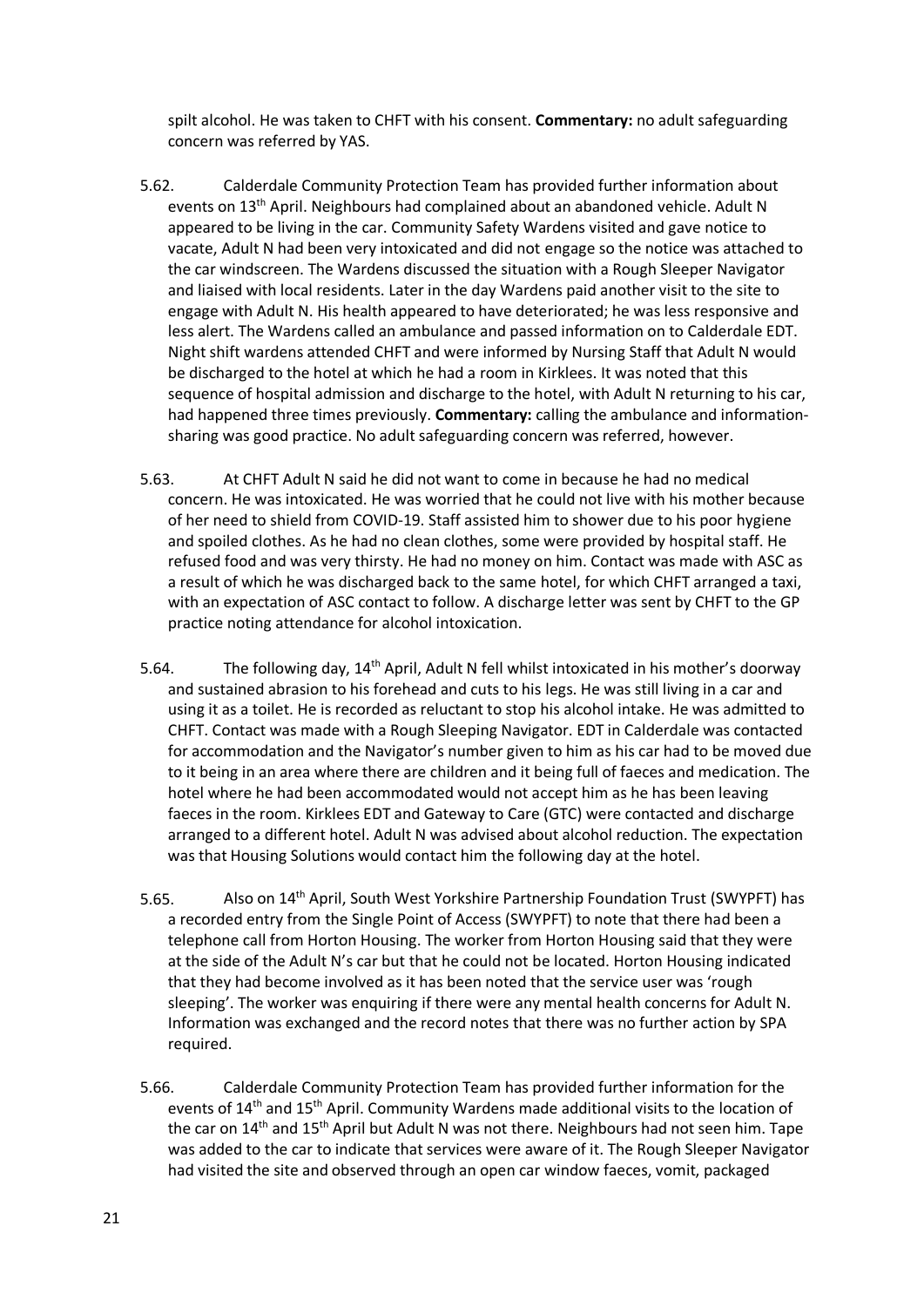spilt alcohol. He was taken to CHFT with his consent. **Commentary:** no adult safeguarding concern was referred by YAS.

5.62. Calderdale Community Protection Team has provided further information about events on 13th April. Neighbours had complained about an abandoned vehicle. Adult N appeared to be living in the car. Community Safety Wardens visited and gave notice to vacate, Adult N had been very intoxicated and did not engage so the notice was attached to the car windscreen. The Wardens discussed the situation with a Rough Sleeper Navigator and liaised with local residents. Later in the day Wardens paid another visit to the site to engage with Adult N. His health appeared to have deteriorated; he was less responsive and less alert. The Wardens called an ambulance and passed information on to Calderdale EDT. Night shift wardens attended CHFT and were informed by Nursing Staff that Adult N would be discharged to the hotel at which he had a room in Kirklees. It was noted that this sequence of hospital admission and discharge to the hotel, with Adult N returning to his car, had happened three times previously. **Commentary:** calling the ambulance and information-sharing was good practice. No adult safeguarding concern was referred, however.

5.63. At CHFT Adult N said he did not want to come in because he had no medical concern. He was intoxicated. He was worried that he could not live with his mother because of her need to shield from COVID-19. Staff assisted him to shower due to his poor hygiene and spoiled clothes. As he had no clean clothes, some were provided by hospital staff. He refused food and was very thirsty. He had no money on him. Contact was made with ASC as a result of which he was discharged back to the same hotel, for which CHFT arranged a taxi, with an expectation of ASC contact to follow. A discharge letter was sent by CHFT to the GP practice noting attendance for alcohol intoxication.

5.64. The following day, 14th April, Adult N fell whilst intoxicated in his mother's doorway and sustained abrasion to his forehead and cuts to his legs. He was still living in a car and using it as a toilet. He is recorded as reluctant to stop his alcohol intake. He was admitted to CHFT. Contact was made with a Rough Sleeping Navigator. EDT in Calderdale was contacted for accommodation and the Navigator's number given to him as his car had to be moved due to it being in an area where there are children and it being full of faeces and medication. The hotel where he had been accommodated would not accept him as he has been leaving faeces in the room. Kirklees EDT and Gateway to Care (GTC) were contacted and discharge arranged to a different hotel. Adult N was advised about alcohol reduction. The expectation was that Housing Solutions would contact him the following day at the hotel.

5.65. Also on 14th April, South West Yorkshire Partnership Foundation Trust (SWYPFT) has a recorded entry from the Single Point of Access (SWYPFT) to note that there had been a telephone call from Horton Housing. The worker from Horton Housing said that they were at the side of the Adult N's car but that he could not be located. Horton Housing indicated that they had become involved as it has been noted that the service user was 'rough sleeping'. The worker was enquiring if there were any mental health concerns for Adult N. Information was exchanged and the record notes that there was no further action by SPA required.

5.66. Calderdale Community Protection Team has provided further information for the events of 14th and 15th April. Community Wardens made additional visits to the location of the car on 14th and 15th April but Adult N was not there. Neighbours had not seen him. Tape was added to the car to indicate that services were aware of it. The Rough Sleeper Navigator had visited the site and observed through an open car window faeces, vomit, packaged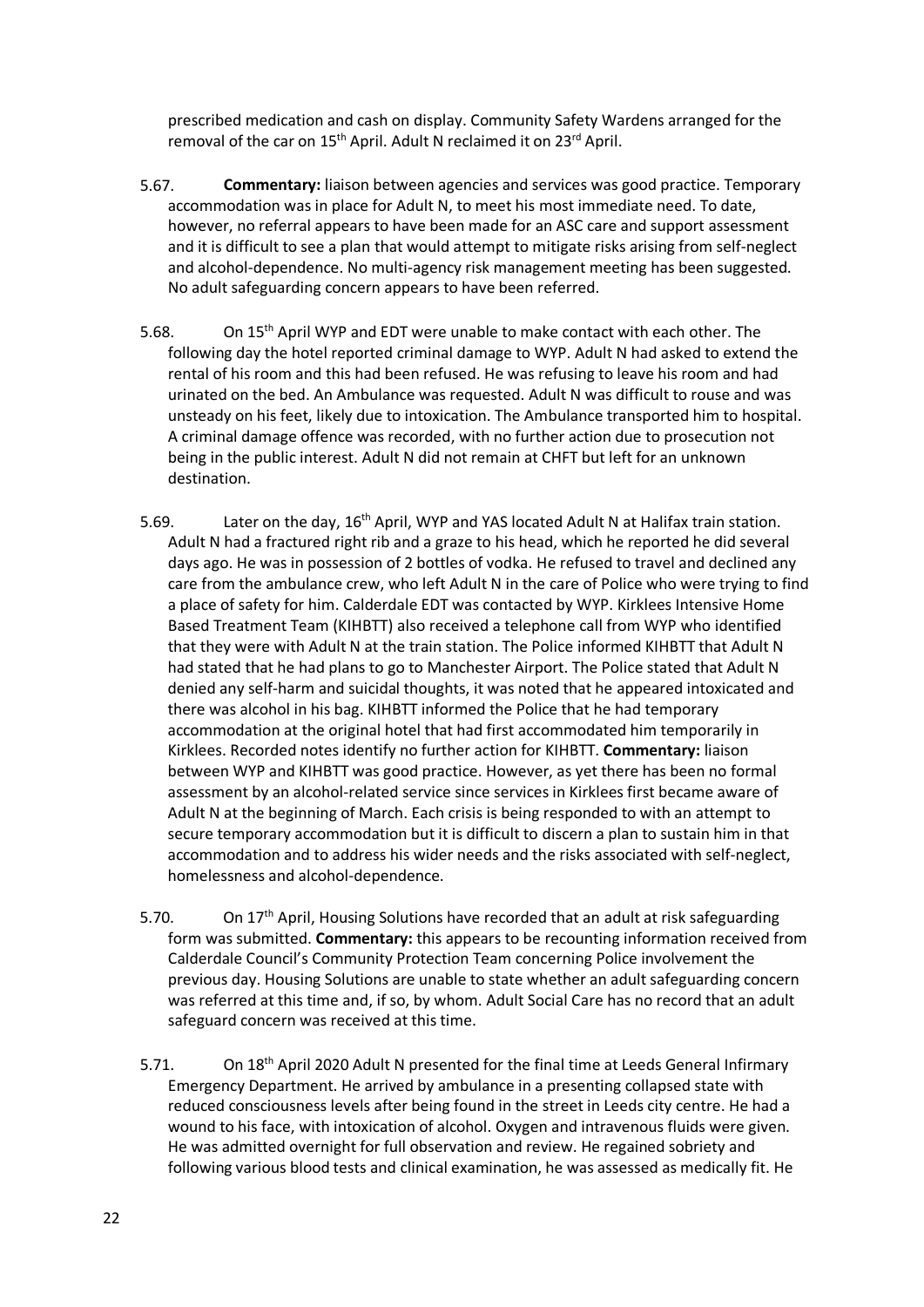prescribed medication and cash on display. Community Safety Wardens arranged for the removal of the car on 15th April. Adult N reclaimed it on 23rd April.

5.67. **Commentary:** liaison between agencies and services was good practice. Temporary accommodation was in place for Adult N, to meet his most immediate need. To date, however, no referral appears to have been made for an ASC care and support assessment and it is difficult to see a plan that would attempt to mitigate risks arising from self-neglect and alcohol-dependence. No multi-agency risk management meeting has been suggested. No adult safeguarding concern appears to have been referred.

5.68. On 15th April WYP and EDT were unable to make contact with each other. The following day the hotel reported criminal damage to WYP. Adult N had asked to extend the rental of his room and this had been refused. He was refusing to leave his room and had urinated on the bed. An Ambulance was requested. Adult N was difficult to rouse and was unsteady on his feet, likely due to intoxication. The Ambulance transported him to hospital. A criminal damage offence was recorded, with no further action due to prosecution not being in the public interest. Adult N did not remain at CHFT but left for an unknown destination.

5.69. Later on the day, 16th April, WYP and YAS located Adult N at Halifax train station. Adult N had a fractured right rib and a graze to his head, which he reported he did several days ago. He was in possession of 2 bottles of vodka. He refused to travel and declined any care from the ambulance crew, who left Adult N in the care of Police who were trying to find a place of safety for him. Calderdale EDT was contacted by WYP. Kirklees Intensive Home Based Treatment Team (KIHBTT) also received a telephone call from WYP who identified that they were with Adult N at the train station. The Police informed KIHBTT that Adult N had stated that he had plans to go to Manchester Airport. The Police stated that Adult N denied any self-harm and suicidal thoughts, it was noted that he appeared intoxicated and there was alcohol in his bag. KIHBTT informed the Police that he had temporary accommodation at the original hotel that had first accommodated him temporarily in Kirklees. Recorded notes identify no further action for KIHBTT. **Commentary:** liaison between WYP and KIHBTT was good practice. However, as yet there has been no formal assessment by an alcohol-related service since services in Kirklees first became aware of Adult N at the beginning of March. Each crisis is being responded to with an attempt to secure temporary accommodation but it is difficult to discern a plan to sustain him in that accommodation and to address his wider needs and the risks associated with self-neglect, homelessness and alcohol-dependence.

5.70. On 17th April, Housing Solutions have recorded that an adult at risk safeguarding form was submitted. **Commentary:** this appears to be recounting information received from Calderdale Council's Community Protection Team concerning Police involvement the previous day. Housing Solutions are unable to state whether an adult safeguarding concern was referred at this time and, if so, by whom. Adult Social Care has no record that an adult safeguard concern was received at this time.

5.71. On 18th April 2020 Adult N presented for the final time at Leeds General Infirmary Emergency Department. He arrived by ambulance in a presenting collapsed state with reduced consciousness levels after being found in the street in Leeds city centre. He had a wound to his face, with intoxication of alcohol. Oxygen and intravenous fluids were given. He was admitted overnight for full observation and review. He regained sobriety and following various blood tests and clinical examination, he was assessed as medically fit. He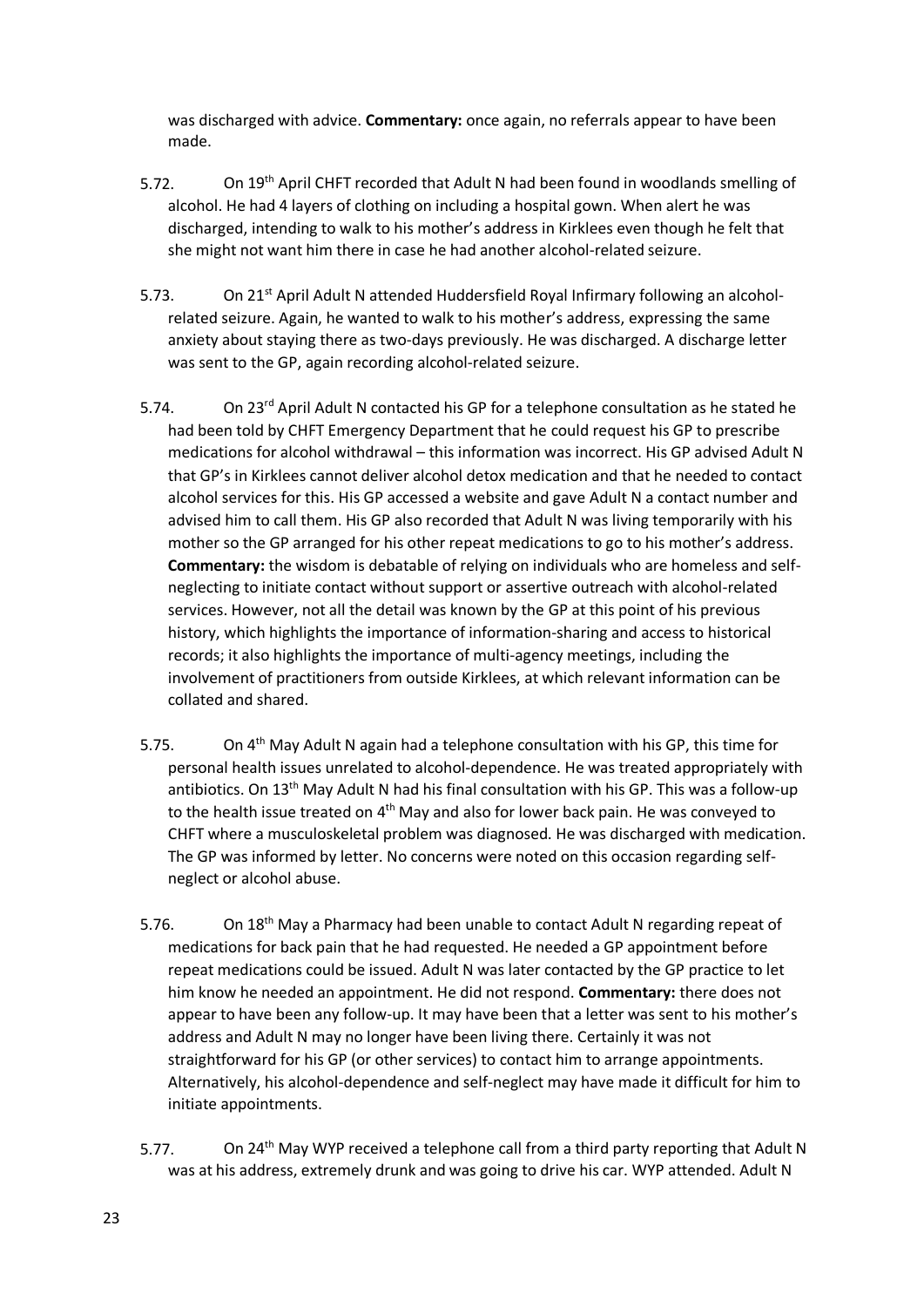was discharged with advice. **Commentary:** once again, no referrals appear to have been made.

5.72. On 19th April CHFT recorded that Adult N had been found in woodlands smelling of alcohol. He had 4 layers of clothing on including a hospital gown. When alert he was discharged, intending to walk to his mother's address in Kirklees even though he felt that she might not want him there in case he had another alcohol-related seizure.

5.73. On 21st April Adult N attended Huddersfield Royal Infirmary following an alcohol-related seizure. Again, he wanted to walk to his mother's address, expressing the same anxiety about staying there as two-days previously. He was discharged. A discharge letter was sent to the GP, again recording alcohol-related seizure.

5.74. On 23rd April Adult N contacted his GP for a telephone consultation as he stated he had been told by CHFT Emergency Department that he could request his GP to prescribe medications for alcohol withdrawal – this information was incorrect. His GP advised Adult N that GP's in Kirklees cannot deliver alcohol detox medication and that he needed to contact alcohol services for this. His GP accessed a website and gave Adult N a contact number and advised him to call them. His GP also recorded that Adult N was living temporarily with his mother so the GP arranged for his other repeat medications to go to his mother's address. **Commentary:** the wisdom is debatable of relying on individuals who are homeless and self-neglecting to initiate contact without support or assertive outreach with alcohol-related services. However, not all the detail was known by the GP at this point of his previous history, which highlights the importance of information-sharing and access to historical records; it also highlights the importance of multi-agency meetings, including the involvement of practitioners from outside Kirklees, at which relevant information can be collated and shared.

5.75. On 4th May Adult N again had a telephone consultation with his GP, this time for personal health issues unrelated to alcohol-dependence. He was treated appropriately with antibiotics. On 13th May Adult N had his final consultation with his GP. This was a follow-up to the health issue treated on 4th May and also for lower back pain. He was conveyed to CHFT where a musculoskeletal problem was diagnosed. He was discharged with medication. The GP was informed by letter. No concerns were noted on this occasion regarding self-neglect or alcohol abuse.

5.76. On 18th May a Pharmacy had been unable to contact Adult N regarding repeat of medications for back pain that he had requested. He needed a GP appointment before repeat medications could be issued. Adult N was later contacted by the GP practice to let him know he needed an appointment. He did not respond. **Commentary:** there does not appear to have been any follow-up. It may have been that a letter was sent to his mother's address and Adult N may no longer have been living there. Certainly it was not straightforward for his GP (or other services) to contact him to arrange appointments. Alternatively, his alcohol-dependence and self-neglect may have made it difficult for him to initiate appointments.

5.77. On 24th May WYP received a telephone call from a third party reporting that Adult N was at his address, extremely drunk and was going to drive his car. WYP attended. Adult N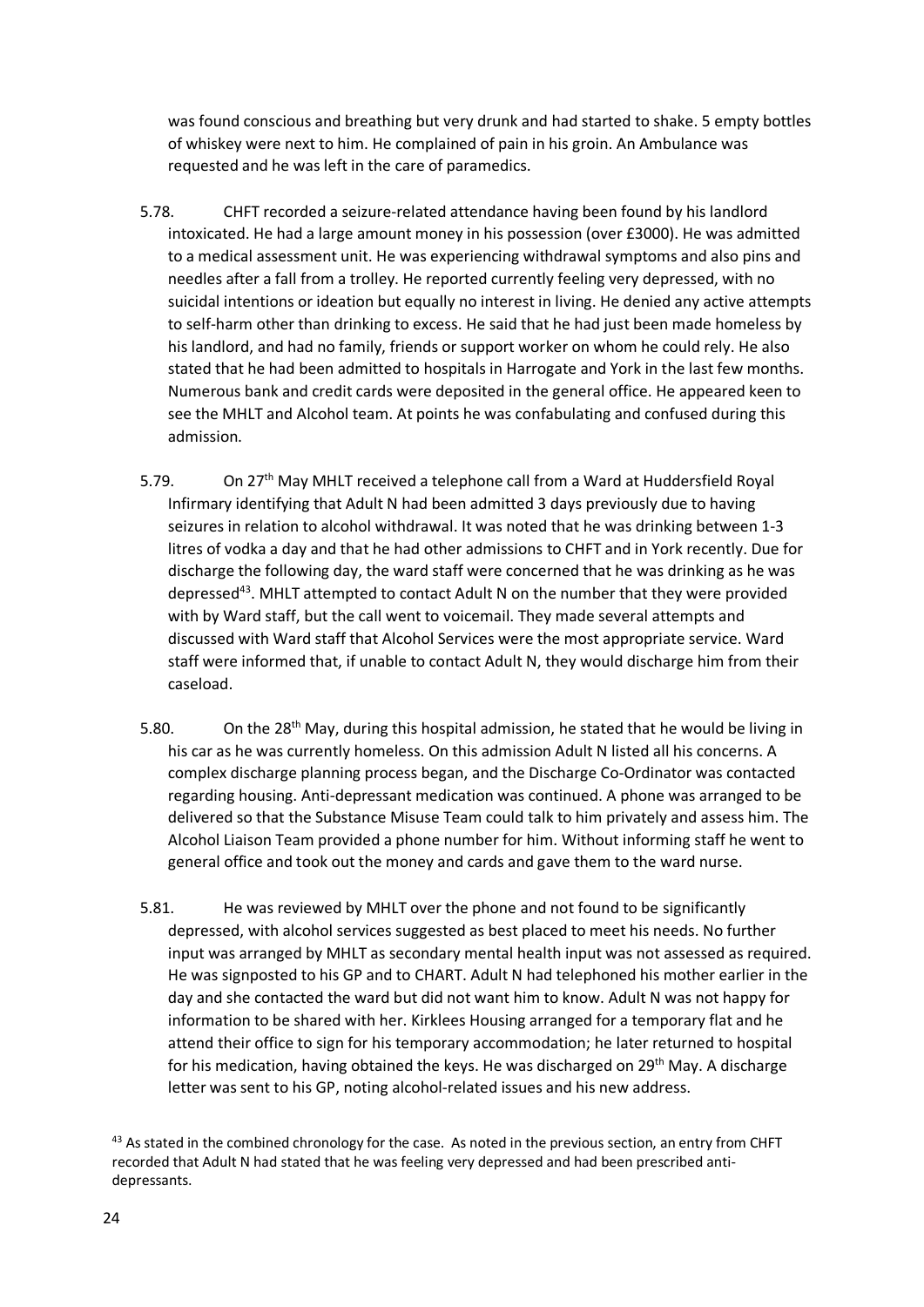was found conscious and breathing but very drunk and had started to shake. 5 empty bottles of whiskey were next to him. He complained of pain in his groin. An Ambulance was requested and he was left in the care of paramedics.

5.78. CHFT recorded a seizure-related attendance having been found by his landlord intoxicated. He had a large amount money in his possession (over £3000). He was admitted to a medical assessment unit. He was experiencing withdrawal symptoms and also pins and needles after a fall from a trolley. He reported currently feeling very depressed, with no suicidal intentions or ideation but equally no interest in living. He denied any active attempts to self-harm other than drinking to excess. He said that he had just been made homeless by his landlord, and had no family, friends or support worker on whom he could rely. He also stated that he had been admitted to hospitals in Harrogate and York in the last few months. Numerous bank and credit cards were deposited in the general office. He appeared keen to see the MHLT and Alcohol team. At points he was confabulating and confused during this admission.

5.79. On 27th May MHLT received a telephone call from a Ward at Huddersfield Royal Infirmary identifying that Adult N had been admitted 3 days previously due to having seizures in relation to alcohol withdrawal. It was noted that he was drinking between 1-3 litres of vodka a day and that he had other admissions to CHFT and in York recently. Due for discharge the following day, the ward staff were concerned that he was drinking as he was depressed[43]. MHLT attempted to contact Adult N on the number that they were provided with by Ward staff, but the call went to voicemail. They made several attempts and discussed with Ward staff that Alcohol Services were the most appropriate service. Ward staff were informed that, if unable to contact Adult N, they would discharge him from their caseload.

5.80. On the 28th May, during this hospital admission, he stated that he would be living in his car as he was currently homeless. On this admission Adult N listed all his concerns. A complex discharge planning process began, and the Discharge Co-Ordinator was contacted regarding housing. Anti-depressant medication was continued. A phone was arranged to be delivered so that the Substance Misuse Team could talk to him privately and assess him. The Alcohol Liaison Team provided a phone number for him. Without informing staff he went to general office and took out the money and cards and gave them to the ward nurse.

5.81. He was reviewed by MHLT over the phone and not found to be significantly depressed, with alcohol services suggested as best placed to meet his needs. No further input was arranged by MHLT as secondary mental health input was not assessed as required. He was signposted to his GP and to CHART. Adult N had telephoned his mother earlier in the day and she contacted the ward but did not want him to know. Adult N was not happy for information to be shared with her. Kirklees Housing arranged for a temporary flat and he attend their office to sign for his temporary accommodation; he later returned to hospital for his medication, having obtained the keys. He was discharged on 29th May. A discharge letter was sent to his GP, noting alcohol-related issues and his new address.

[43] As stated in the combined chronology for the case. As noted in the previous section, an entry from CHFT recorded that Adult N had stated that he was feeling very depressed and had been prescribed anti-depressants.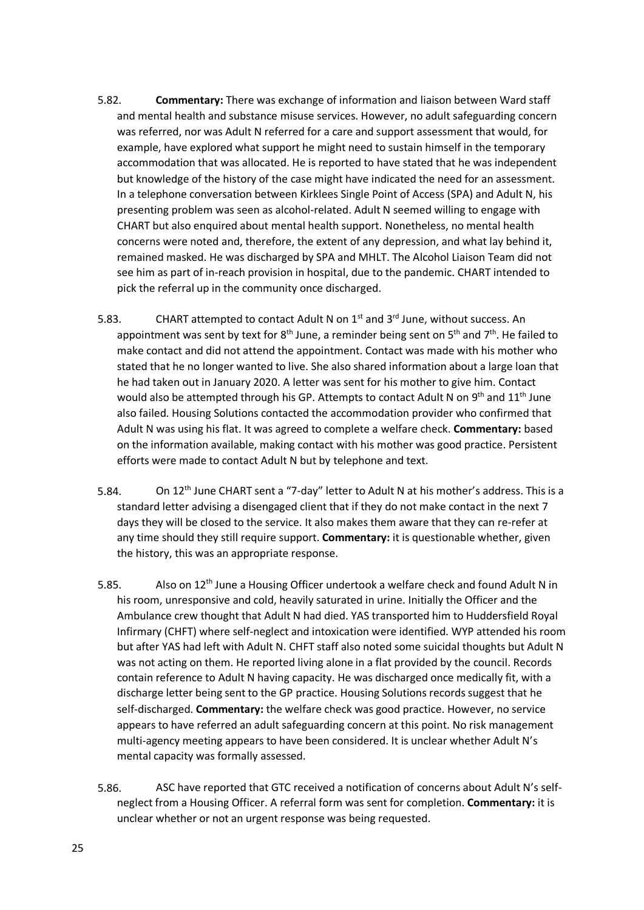5.82. **Commentary:** There was exchange of information and liaison between Ward staff and mental health and substance misuse services. However, no adult safeguarding concern was referred, nor was Adult N referred for a care and support assessment that would, for example, have explored what support he might need to sustain himself in the temporary accommodation that was allocated. He is reported to have stated that he was independent but knowledge of the history of the case might have indicated the need for an assessment. In a telephone conversation between Kirklees Single Point of Access (SPA) and Adult N, his presenting problem was seen as alcohol-related. Adult N seemed willing to engage with CHART but also enquired about mental health support. Nonetheless, no mental health concerns were noted and, therefore, the extent of any depression, and what lay behind it, remained masked. He was discharged by SPA and MHLT. The Alcohol Liaison Team did not see him as part of in-reach provision in hospital, due to the pandemic. CHART intended to pick the referral up in the community once discharged.

5.83. CHART attempted to contact Adult N on 1st and 3rd June, without success. An appointment was sent by text for 8th June, a reminder being sent on 5th and 7th. He failed to make contact and did not attend the appointment. Contact was made with his mother who stated that he no longer wanted to live. She also shared information about a large loan that he had taken out in January 2020. A letter was sent for his mother to give him. Contact would also be attempted through his GP. Attempts to contact Adult N on 9th and 11th June also failed. Housing Solutions contacted the accommodation provider who confirmed that Adult N was using his flat. It was agreed to complete a welfare check. **Commentary:** based on the information available, making contact with his mother was good practice. Persistent efforts were made to contact Adult N but by telephone and text.

5.84. On 12th June CHART sent a "7-day" letter to Adult N at his mother's address. This is a standard letter advising a disengaged client that if they do not make contact in the next 7 days they will be closed to the service. It also makes them aware that they can re-refer at any time should they still require support. **Commentary:** it is questionable whether, given the history, this was an appropriate response.

5.85. Also on 12th June a Housing Officer undertook a welfare check and found Adult N in his room, unresponsive and cold, heavily saturated in urine. Initially the Officer and the Ambulance crew thought that Adult N had died. YAS transported him to Huddersfield Royal Infirmary (CHFT) where self-neglect and intoxication were identified. WYP attended his room but after YAS had left with Adult N. CHFT staff also noted some suicidal thoughts but Adult N was not acting on them. He reported living alone in a flat provided by the council. Records contain reference to Adult N having capacity. He was discharged once medically fit, with a discharge letter being sent to the GP practice. Housing Solutions records suggest that he self-discharged. **Commentary:** the welfare check was good practice. However, no service appears to have referred an adult safeguarding concern at this point. No risk management multi-agency meeting appears to have been considered. It is unclear whether Adult N's mental capacity was formally assessed.

5.86. ASC have reported that GTC received a notification of concerns about Adult N's self-neglect from a Housing Officer. A referral form was sent for completion. **Commentary:** it is unclear whether or not an urgent response was being requested.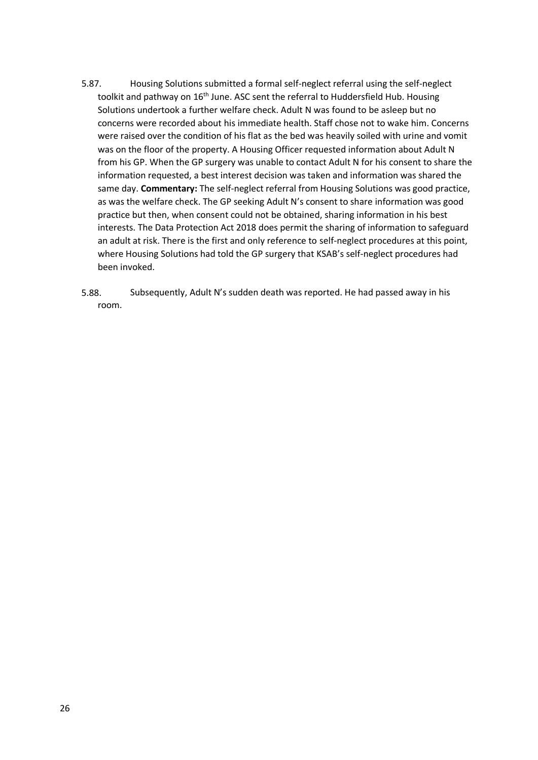5.87. Housing Solutions submitted a formal self-neglect referral using the self-neglect toolkit and pathway on 16th June. ASC sent the referral to Huddersfield Hub. Housing Solutions undertook a further welfare check. Adult N was found to be asleep but no concerns were recorded about his immediate health. Staff chose not to wake him. Concerns were raised over the condition of his flat as the bed was heavily soiled with urine and vomit was on the floor of the property. A Housing Officer requested information about Adult N from his GP. When the GP surgery was unable to contact Adult N for his consent to share the information requested, a best interest decision was taken and information was shared the same day. **Commentary:** The self-neglect referral from Housing Solutions was good practice, as was the welfare check. The GP seeking Adult N's consent to share information was good practice but then, when consent could not be obtained, sharing information in his best interests. The Data Protection Act 2018 does permit the sharing of information to safeguard an adult at risk. There is the first and only reference to self-neglect procedures at this point, where Housing Solutions had told the GP surgery that KSAB's self-neglect procedures had been invoked.

5.88. Subsequently, Adult N's sudden death was reported. He had passed away in his room.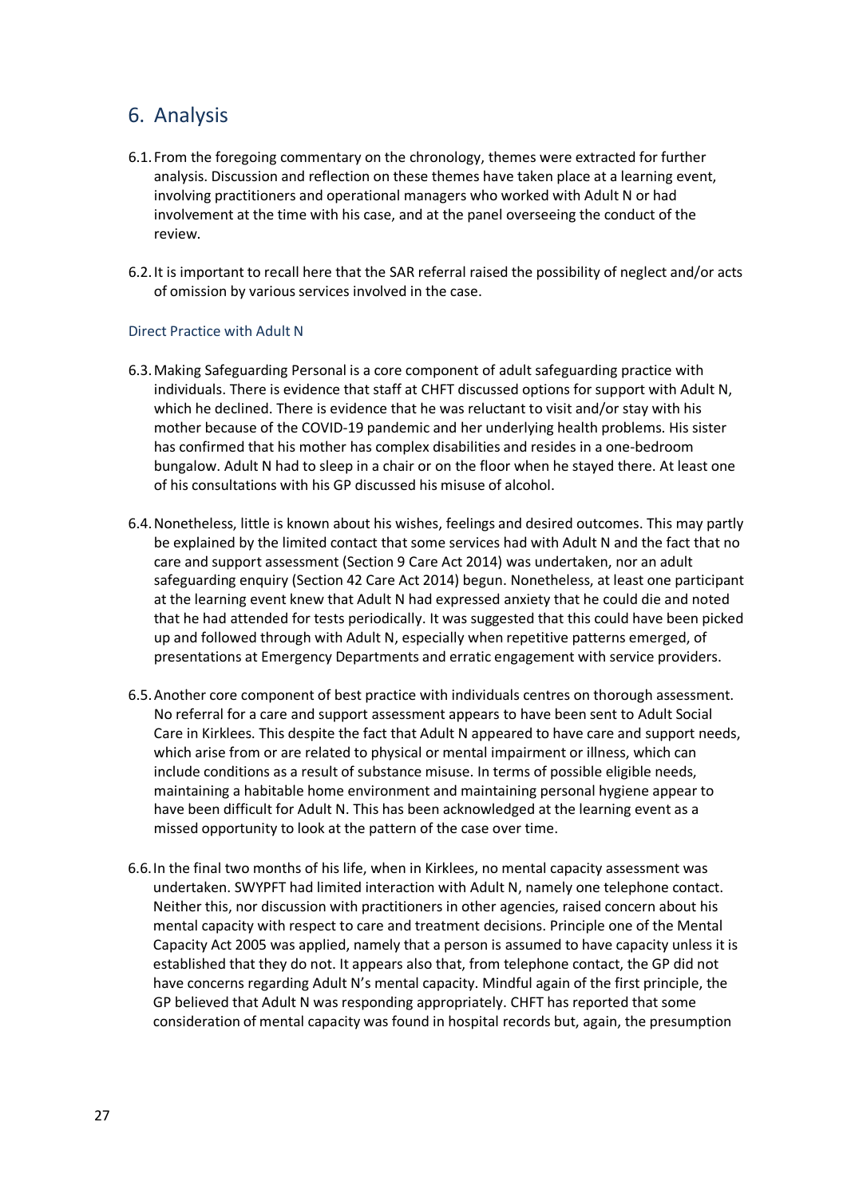## 6. Analysis

6.1. From the foregoing commentary on the chronology, themes were extracted for further analysis. Discussion and reflection on these themes have taken place at a learning event, involving practitioners and operational managers who worked with Adult N or had involvement at the time with his case, and at the panel overseeing the conduct of the review.

6.2. It is important to recall here that the SAR referral raised the possibility of neglect and/or acts of omission by various services involved in the case.

### Direct Practice with Adult N

6.3. Making Safeguarding Personal is a core component of adult safeguarding practice with individuals. There is evidence that staff at CHFT discussed options for support with Adult N, which he declined. There is evidence that he was reluctant to visit and/or stay with his mother because of the COVID-19 pandemic and her underlying health problems. His sister has confirmed that his mother has complex disabilities and resides in a one-bedroom bungalow. Adult N had to sleep in a chair or on the floor when he stayed there. At least one of his consultations with his GP discussed his misuse of alcohol.

6.4. Nonetheless, little is known about his wishes, feelings and desired outcomes. This may partly be explained by the limited contact that some services had with Adult N and the fact that no care and support assessment (Section 9 Care Act 2014) was undertaken, nor an adult safeguarding enquiry (Section 42 Care Act 2014) begun. Nonetheless, at least one participant at the learning event knew that Adult N had expressed anxiety that he could die and noted that he had attended for tests periodically. It was suggested that this could have been picked up and followed through with Adult N, especially when repetitive patterns emerged, of presentations at Emergency Departments and erratic engagement with service providers.

6.5. Another core component of best practice with individuals centres on thorough assessment. No referral for a care and support assessment appears to have been sent to Adult Social Care in Kirklees. This despite the fact that Adult N appeared to have care and support needs, which arise from or are related to physical or mental impairment or illness, which can include conditions as a result of substance misuse. In terms of possible eligible needs, maintaining a habitable home environment and maintaining personal hygiene appear to have been difficult for Adult N. This has been acknowledged at the learning event as a missed opportunity to look at the pattern of the case over time.

6.6. In the final two months of his life, when in Kirklees, no mental capacity assessment was undertaken. SWYPFT had limited interaction with Adult N, namely one telephone contact. Neither this, nor discussion with practitioners in other agencies, raised concern about his mental capacity with respect to care and treatment decisions. Principle one of the Mental Capacity Act 2005 was applied, namely that a person is assumed to have capacity unless it is established that they do not. It appears also that, from telephone contact, the GP did not have concerns regarding Adult N's mental capacity. Mindful again of the first principle, the GP believed that Adult N was responding appropriately. CHFT has reported that some consideration of mental capacity was found in hospital records but, again, the presumption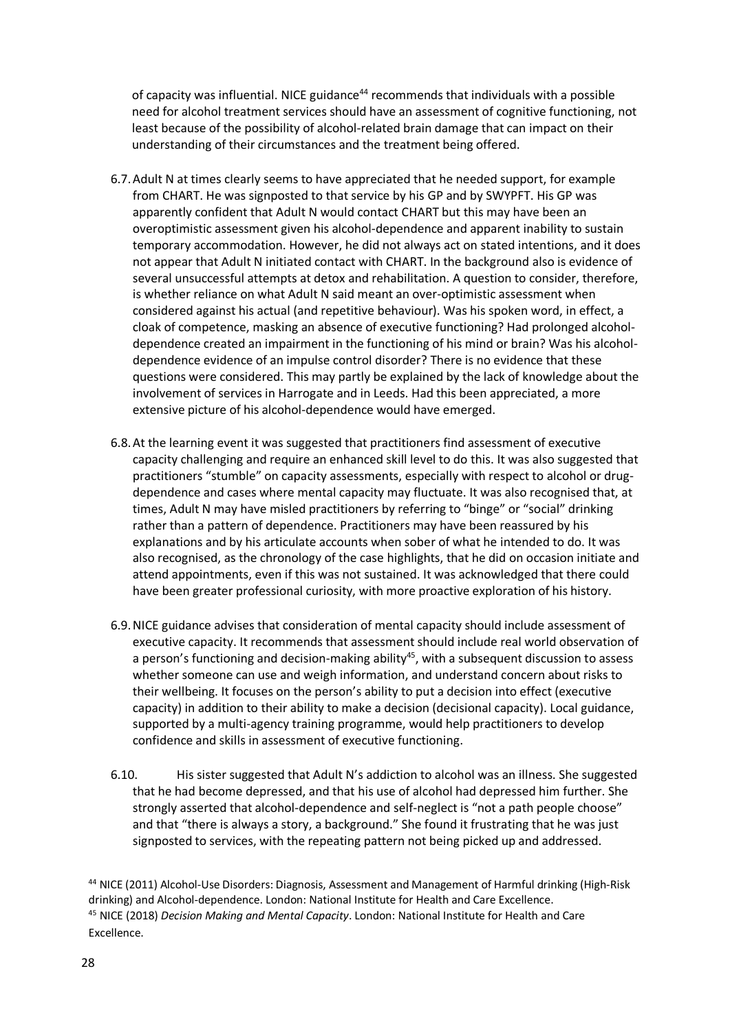of capacity was influential. NICE guidance[44] recommends that individuals with a possible need for alcohol treatment services should have an assessment of cognitive functioning, not least because of the possibility of alcohol-related brain damage that can impact on their understanding of their circumstances and the treatment being offered.

6.7. Adult N at times clearly seems to have appreciated that he needed support, for example from CHART. He was signposted to that service by his GP and by SWYPFT. His GP was apparently confident that Adult N would contact CHART but this may have been an overoptimistic assessment given his alcohol-dependence and apparent inability to sustain temporary accommodation. However, he did not always act on stated intentions, and it does not appear that Adult N initiated contact with CHART. In the background also is evidence of several unsuccessful attempts at detox and rehabilitation. A question to consider, therefore, is whether reliance on what Adult N said meant an over-optimistic assessment when considered against his actual (and repetitive behaviour). Was his spoken word, in effect, a cloak of competence, masking an absence of executive functioning? Had prolonged alcohol-dependence created an impairment in the functioning of his mind or brain? Was his alcohol-dependence evidence of an impulse control disorder? There is no evidence that these questions were considered. This may partly be explained by the lack of knowledge about the involvement of services in Harrogate and in Leeds. Had this been appreciated, a more extensive picture of his alcohol-dependence would have emerged.

6.8. At the learning event it was suggested that practitioners find assessment of executive capacity challenging and require an enhanced skill level to do this. It was also suggested that practitioners "stumble" on capacity assessments, especially with respect to alcohol or drug-dependence and cases where mental capacity may fluctuate. It was also recognised that, at times, Adult N may have misled practitioners by referring to "binge" or "social" drinking rather than a pattern of dependence. Practitioners may have been reassured by his explanations and by his articulate accounts when sober of what he intended to do. It was also recognised, as the chronology of the case highlights, that he did on occasion initiate and attend appointments, even if this was not sustained. It was acknowledged that there could have been greater professional curiosity, with more proactive exploration of his history.

6.9. NICE guidance advises that consideration of mental capacity should include assessment of executive capacity. It recommends that assessment should include real world observation of a person's functioning and decision-making ability[45], with a subsequent discussion to assess whether someone can use and weigh information, and understand concern about risks to their wellbeing. It focuses on the person's ability to put a decision into effect (executive capacity) in addition to their ability to make a decision (decisional capacity). Local guidance, supported by a multi-agency training programme, would help practitioners to develop confidence and skills in assessment of executive functioning.

6.10. His sister suggested that Adult N's addiction to alcohol was an illness. She suggested that he had become depressed, and that his use of alcohol had depressed him further. She strongly asserted that alcohol-dependence and self-neglect is "not a path people choose" and that "there is always a story, a background." She found it frustrating that he was just signposted to services, with the repeating pattern not being picked up and addressed.

[44] NICE (2011) Alcohol-Use Disorders: Diagnosis, Assessment and Management of Harmful drinking (High-Risk drinking) and Alcohol-dependence. London: National Institute for Health and Care Excellence.

[45] NICE (2018) *Decision Making and Mental Capacity*. London: National Institute for Health and Care Excellence.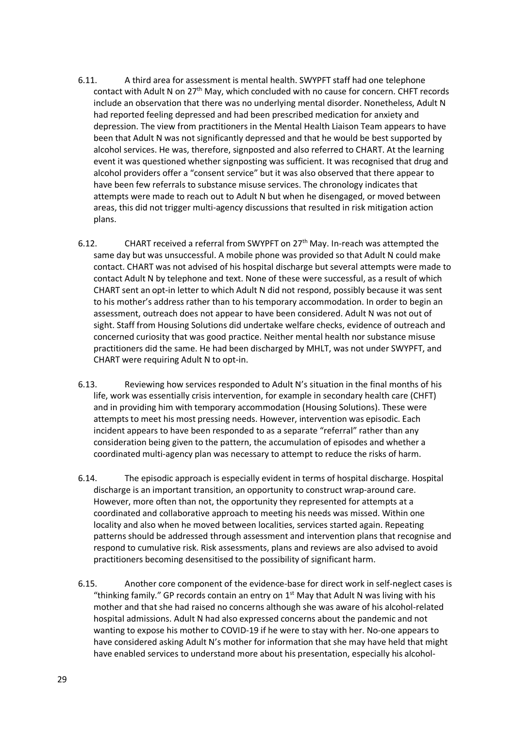6.11. A third area for assessment is mental health. SWYPFT staff had one telephone contact with Adult N on 27th May, which concluded with no cause for concern. CHFT records include an observation that there was no underlying mental disorder. Nonetheless, Adult N had reported feeling depressed and had been prescribed medication for anxiety and depression. The view from practitioners in the Mental Health Liaison Team appears to have been that Adult N was not significantly depressed and that he would be best supported by alcohol services. He was, therefore, signposted and also referred to CHART. At the learning event it was questioned whether signposting was sufficient. It was recognised that drug and alcohol providers offer a "consent service" but it was also observed that there appear to have been few referrals to substance misuse services. The chronology indicates that attempts were made to reach out to Adult N but when he disengaged, or moved between areas, this did not trigger multi-agency discussions that resulted in risk mitigation action plans.

6.12. CHART received a referral from SWYPFT on 27th May. In-reach was attempted the same day but was unsuccessful. A mobile phone was provided so that Adult N could make contact. CHART was not advised of his hospital discharge but several attempts were made to contact Adult N by telephone and text. None of these were successful, as a result of which CHART sent an opt-in letter to which Adult N did not respond, possibly because it was sent to his mother's address rather than to his temporary accommodation. In order to begin an assessment, outreach does not appear to have been considered. Adult N was not out of sight. Staff from Housing Solutions did undertake welfare checks, evidence of outreach and concerned curiosity that was good practice. Neither mental health nor substance misuse practitioners did the same. He had been discharged by MHLT, was not under SWYPFT, and CHART were requiring Adult N to opt-in.

6.13. Reviewing how services responded to Adult N's situation in the final months of his life, work was essentially crisis intervention, for example in secondary health care (CHFT) and in providing him with temporary accommodation (Housing Solutions). These were attempts to meet his most pressing needs. However, intervention was episodic. Each incident appears to have been responded to as a separate "referral" rather than any consideration being given to the pattern, the accumulation of episodes and whether a coordinated multi-agency plan was necessary to attempt to reduce the risks of harm.

6.14. The episodic approach is especially evident in terms of hospital discharge. Hospital discharge is an important transition, an opportunity to construct wrap-around care. However, more often than not, the opportunity they represented for attempts at a coordinated and collaborative approach to meeting his needs was missed. Within one locality and also when he moved between localities, services started again. Repeating patterns should be addressed through assessment and intervention plans that recognise and respond to cumulative risk. Risk assessments, plans and reviews are also advised to avoid practitioners becoming desensitised to the possibility of significant harm.

6.15. Another core component of the evidence-base for direct work in self-neglect cases is "thinking family." GP records contain an entry on 1st May that Adult N was living with his mother and that she had raised no concerns although she was aware of his alcohol-related hospital admissions. Adult N had also expressed concerns about the pandemic and not wanting to expose his mother to COVID-19 if he were to stay with her. No-one appears to have considered asking Adult N's mother for information that she may have held that might have enabled services to understand more about his presentation, especially his alcohol-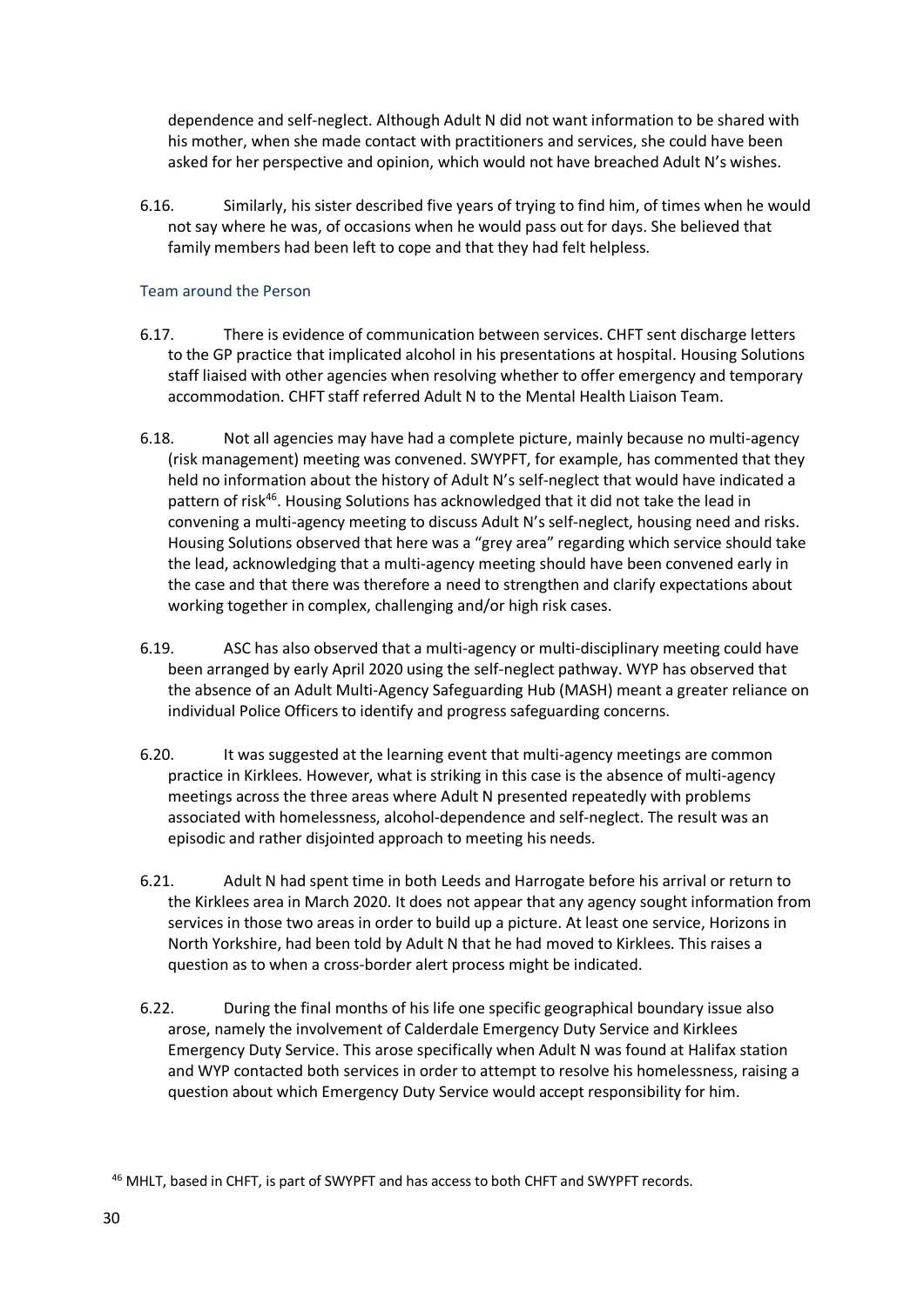dependence and self-neglect. Although Adult N did not want information to be shared with his mother, when she made contact with practitioners and services, she could have been asked for her perspective and opinion, which would not have breached Adult N's wishes.

6.16. Similarly, his sister described five years of trying to find him, of times when he would not say where he was, of occasions when he would pass out for days. She believed that family members had been left to cope and that they had felt helpless.

### Team around the Person

6.17. There is evidence of communication between services. CHFT sent discharge letters to the GP practice that implicated alcohol in his presentations at hospital. Housing Solutions staff liaised with other agencies when resolving whether to offer emergency and temporary accommodation. CHFT staff referred Adult N to the Mental Health Liaison Team.

6.18. Not all agencies may have had a complete picture, mainly because no multi-agency (risk management) meeting was convened. SWYPFT, for example, has commented that they held no information about the history of Adult N's self-neglect that would have indicated a pattern of risk[46]. Housing Solutions has acknowledged that it did not take the lead in convening a multi-agency meeting to discuss Adult N's self-neglect, housing need and risks. Housing Solutions observed that here was a "grey area" regarding which service should take the lead, acknowledging that a multi-agency meeting should have been convened early in the case and that there was therefore a need to strengthen and clarify expectations about working together in complex, challenging and/or high risk cases.

6.19. ASC has also observed that a multi-agency or multi-disciplinary meeting could have been arranged by early April 2020 using the self-neglect pathway. WYP has observed that the absence of an Adult Multi-Agency Safeguarding Hub (MASH) meant a greater reliance on individual Police Officers to identify and progress safeguarding concerns.

6.20. It was suggested at the learning event that multi-agency meetings are common practice in Kirklees. However, what is striking in this case is the absence of multi-agency meetings across the three areas where Adult N presented repeatedly with problems associated with homelessness, alcohol-dependence and self-neglect. The result was an episodic and rather disjointed approach to meeting his needs.

6.21. Adult N had spent time in both Leeds and Harrogate before his arrival or return to the Kirklees area in March 2020. It does not appear that any agency sought information from services in those two areas in order to build up a picture. At least one service, Horizons in North Yorkshire, had been told by Adult N that he had moved to Kirklees. This raises a question as to when a cross-border alert process might be indicated.

6.22. During the final months of his life one specific geographical boundary issue also arose, namely the involvement of Calderdale Emergency Duty Service and Kirklees Emergency Duty Service. This arose specifically when Adult N was found at Halifax station and WYP contacted both services in order to attempt to resolve his homelessness, raising a question about which Emergency Duty Service would accept responsibility for him.

[46] MHLT, based in CHFT, is part of SWYPFT and has access to both CHFT and SWYPFT records.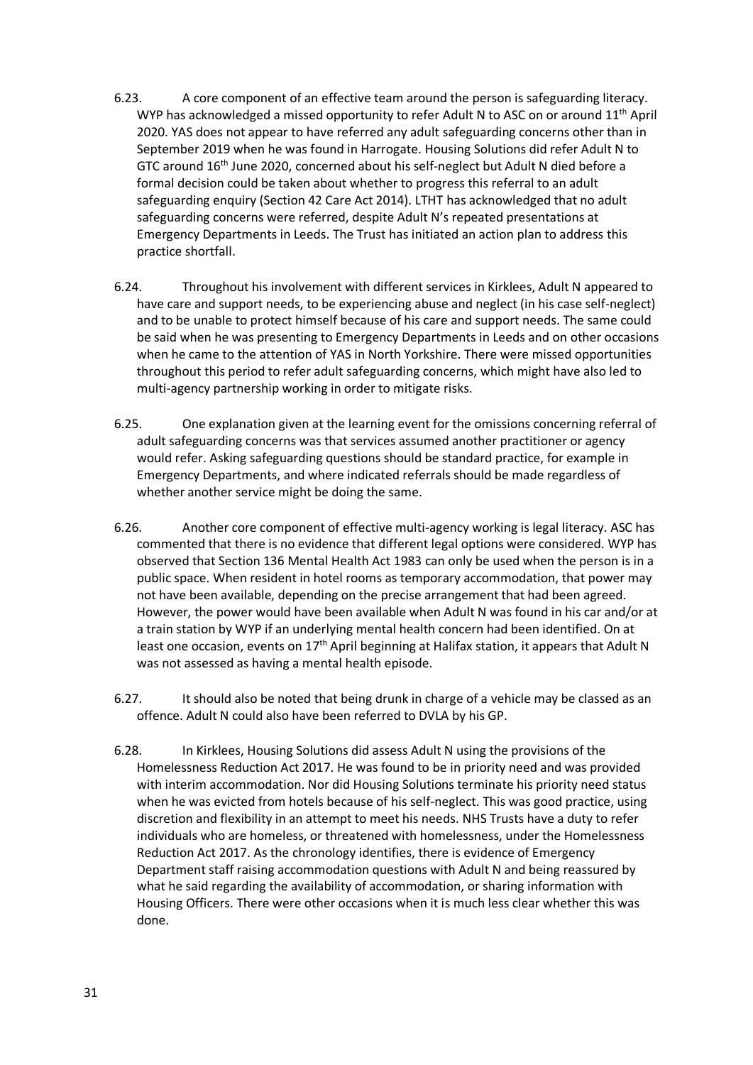6.23. A core component of an effective team around the person is safeguarding literacy. WYP has acknowledged a missed opportunity to refer Adult N to ASC on or around 11th April 2020. YAS does not appear to have referred any adult safeguarding concerns other than in September 2019 when he was found in Harrogate. Housing Solutions did refer Adult N to GTC around 16th June 2020, concerned about his self-neglect but Adult N died before a formal decision could be taken about whether to progress this referral to an adult safeguarding enquiry (Section 42 Care Act 2014). LTHT has acknowledged that no adult safeguarding concerns were referred, despite Adult N's repeated presentations at Emergency Departments in Leeds. The Trust has initiated an action plan to address this practice shortfall.

6.24. Throughout his involvement with different services in Kirklees, Adult N appeared to have care and support needs, to be experiencing abuse and neglect (in his case self-neglect) and to be unable to protect himself because of his care and support needs. The same could be said when he was presenting to Emergency Departments in Leeds and on other occasions when he came to the attention of YAS in North Yorkshire. There were missed opportunities throughout this period to refer adult safeguarding concerns, which might have also led to multi-agency partnership working in order to mitigate risks.

6.25. One explanation given at the learning event for the omissions concerning referral of adult safeguarding concerns was that services assumed another practitioner or agency would refer. Asking safeguarding questions should be standard practice, for example in Emergency Departments, and where indicated referrals should be made regardless of whether another service might be doing the same.

6.26. Another core component of effective multi-agency working is legal literacy. ASC has commented that there is no evidence that different legal options were considered. WYP has observed that Section 136 Mental Health Act 1983 can only be used when the person is in a public space. When resident in hotel rooms as temporary accommodation, that power may not have been available, depending on the precise arrangement that had been agreed. However, the power would have been available when Adult N was found in his car and/or at a train station by WYP if an underlying mental health concern had been identified. On at least one occasion, events on 17th April beginning at Halifax station, it appears that Adult N was not assessed as having a mental health episode.

6.27. It should also be noted that being drunk in charge of a vehicle may be classed as an offence. Adult N could also have been referred to DVLA by his GP.

6.28. In Kirklees, Housing Solutions did assess Adult N using the provisions of the Homelessness Reduction Act 2017. He was found to be in priority need and was provided with interim accommodation. Nor did Housing Solutions terminate his priority need status when he was evicted from hotels because of his self-neglect. This was good practice, using discretion and flexibility in an attempt to meet his needs. NHS Trusts have a duty to refer individuals who are homeless, or threatened with homelessness, under the Homelessness Reduction Act 2017. As the chronology identifies, there is evidence of Emergency Department staff raising accommodation questions with Adult N and being reassured by what he said regarding the availability of accommodation, or sharing information with Housing Officers. There were other occasions when it is much less clear whether this was done.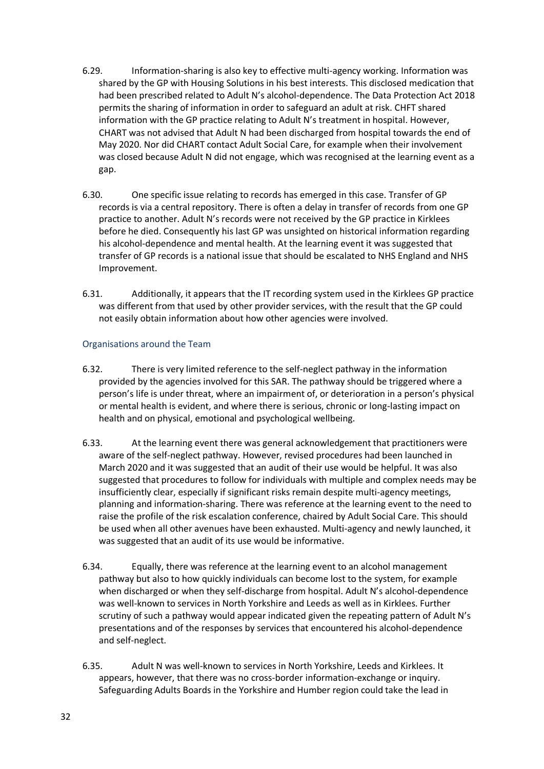6.29. Information-sharing is also key to effective multi-agency working. Information was shared by the GP with Housing Solutions in his best interests. This disclosed medication that had been prescribed related to Adult N's alcohol-dependence. The Data Protection Act 2018 permits the sharing of information in order to safeguard an adult at risk. CHFT shared information with the GP practice relating to Adult N's treatment in hospital. However, CHART was not advised that Adult N had been discharged from hospital towards the end of May 2020. Nor did CHART contact Adult Social Care, for example when their involvement was closed because Adult N did not engage, which was recognised at the learning event as a gap.

6.30. One specific issue relating to records has emerged in this case. Transfer of GP records is via a central repository. There is often a delay in transfer of records from one GP practice to another. Adult N's records were not received by the GP practice in Kirklees before he died. Consequently his last GP was unsighted on historical information regarding his alcohol-dependence and mental health. At the learning event it was suggested that transfer of GP records is a national issue that should be escalated to NHS England and NHS Improvement.

6.31. Additionally, it appears that the IT recording system used in the Kirklees GP practice was different from that used by other provider services, with the result that the GP could not easily obtain information about how other agencies were involved.

### Organisations around the Team

6.32. There is very limited reference to the self-neglect pathway in the information provided by the agencies involved for this SAR. The pathway should be triggered where a person's life is under threat, where an impairment of, or deterioration in a person's physical or mental health is evident, and where there is serious, chronic or long-lasting impact on health and on physical, emotional and psychological wellbeing.

6.33. At the learning event there was general acknowledgement that practitioners were aware of the self-neglect pathway. However, revised procedures had been launched in March 2020 and it was suggested that an audit of their use would be helpful. It was also suggested that procedures to follow for individuals with multiple and complex needs may be insufficiently clear, especially if significant risks remain despite multi-agency meetings, planning and information-sharing. There was reference at the learning event to the need to raise the profile of the risk escalation conference, chaired by Adult Social Care. This should be used when all other avenues have been exhausted. Multi-agency and newly launched, it was suggested that an audit of its use would be informative.

6.34. Equally, there was reference at the learning event to an alcohol management pathway but also to how quickly individuals can become lost to the system, for example when discharged or when they self-discharge from hospital. Adult N's alcohol-dependence was well-known to services in North Yorkshire and Leeds as well as in Kirklees. Further scrutiny of such a pathway would appear indicated given the repeating pattern of Adult N's presentations and of the responses by services that encountered his alcohol-dependence and self-neglect.

6.35. Adult N was well-known to services in North Yorkshire, Leeds and Kirklees. It appears, however, that there was no cross-border information-exchange or inquiry. Safeguarding Adults Boards in the Yorkshire and Humber region could take the lead in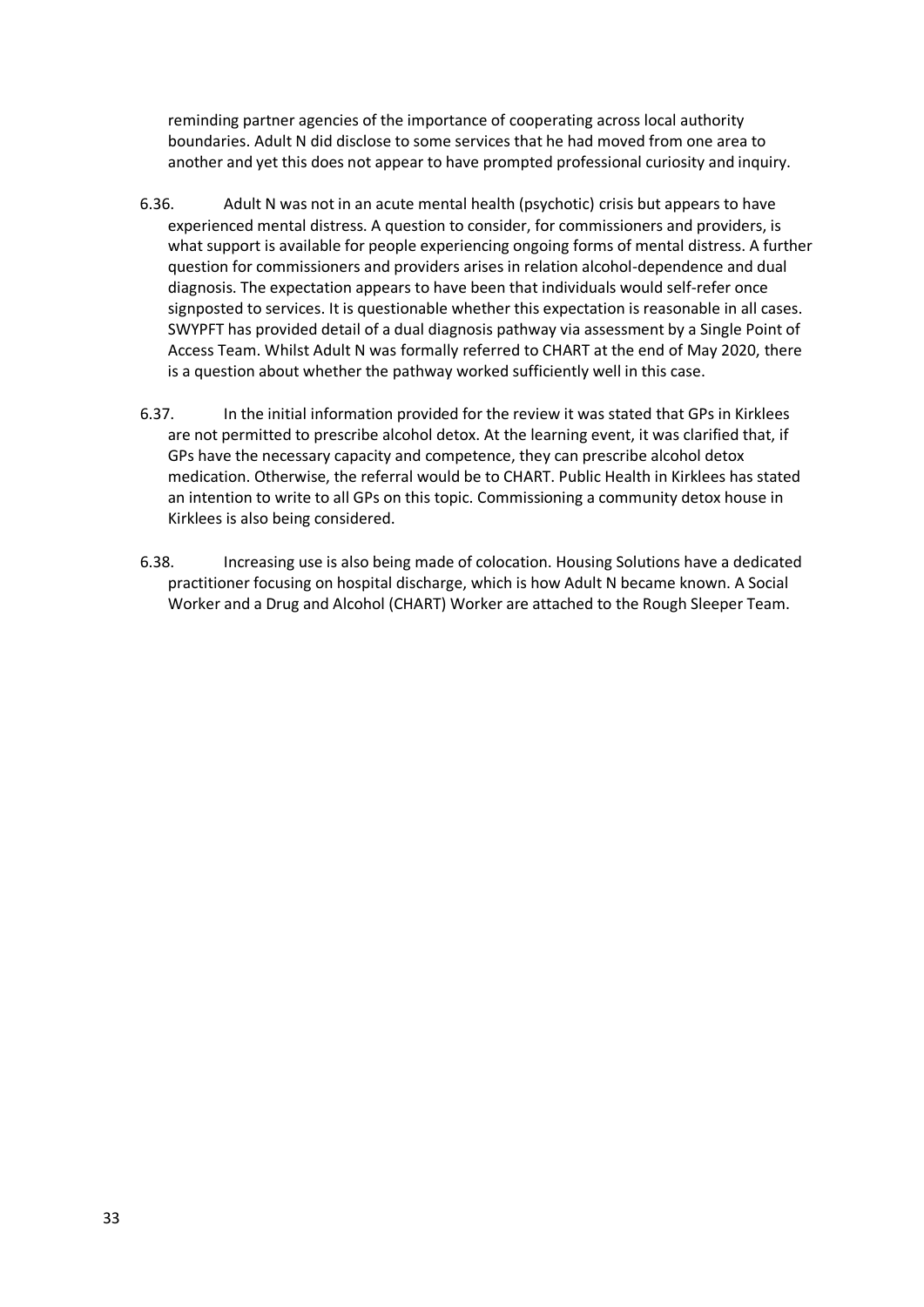reminding partner agencies of the importance of cooperating across local authority boundaries. Adult N did disclose to some services that he had moved from one area to another and yet this does not appear to have prompted professional curiosity and inquiry.

6.36. Adult N was not in an acute mental health (psychotic) crisis but appears to have experienced mental distress. A question to consider, for commissioners and providers, is what support is available for people experiencing ongoing forms of mental distress. A further question for commissioners and providers arises in relation alcohol-dependence and dual diagnosis. The expectation appears to have been that individuals would self-refer once signposted to services. It is questionable whether this expectation is reasonable in all cases. SWYPFT has provided detail of a dual diagnosis pathway via assessment by a Single Point of Access Team. Whilst Adult N was formally referred to CHART at the end of May 2020, there is a question about whether the pathway worked sufficiently well in this case.

6.37. In the initial information provided for the review it was stated that GPs in Kirklees are not permitted to prescribe alcohol detox. At the learning event, it was clarified that, if GPs have the necessary capacity and competence, they can prescribe alcohol detox medication. Otherwise, the referral would be to CHART. Public Health in Kirklees has stated an intention to write to all GPs on this topic. Commissioning a community detox house in Kirklees is also being considered.

6.38. Increasing use is also being made of colocation. Housing Solutions have a dedicated practitioner focusing on hospital discharge, which is how Adult N became known. A Social Worker and a Drug and Alcohol (CHART) Worker are attached to the Rough Sleeper Team.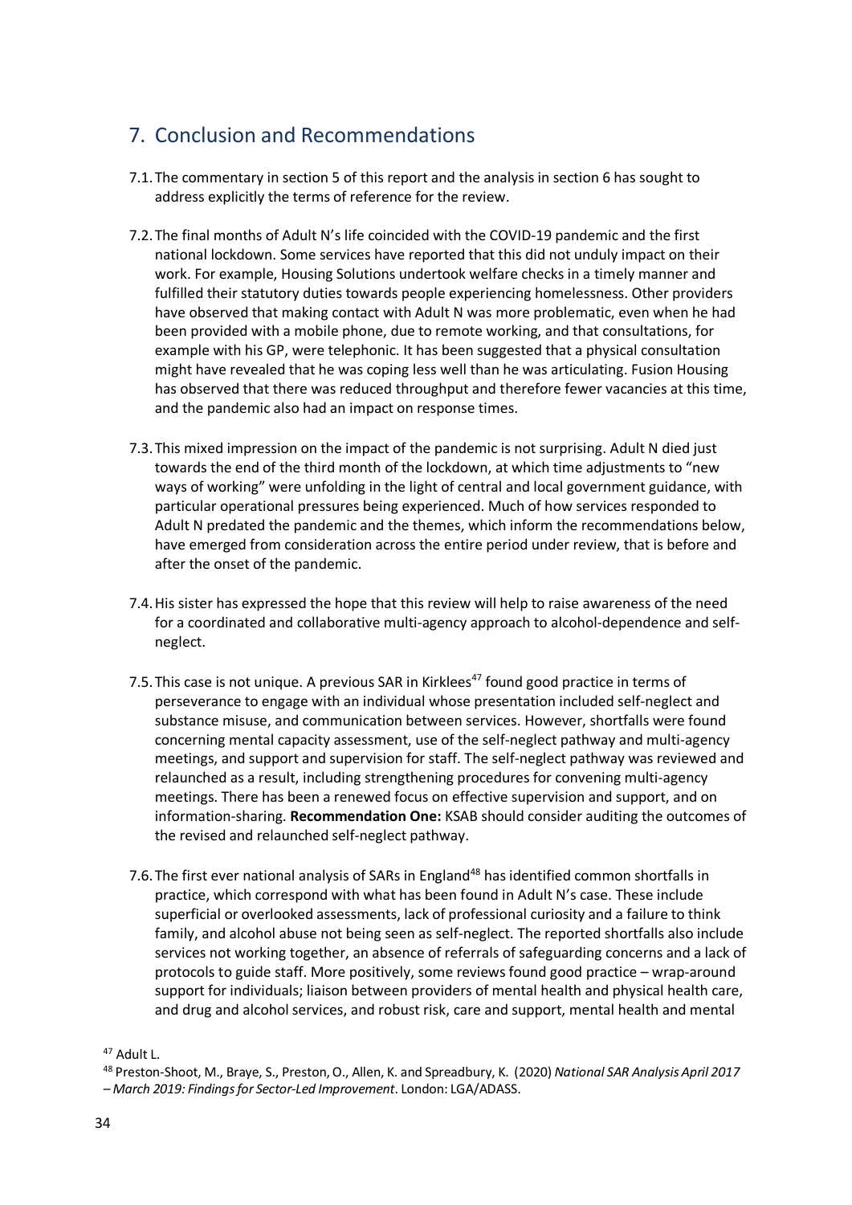## 7. Conclusion and Recommendations

7.1. The commentary in section 5 of this report and the analysis in section 6 has sought to address explicitly the terms of reference for the review.

7.2. The final months of Adult N's life coincided with the COVID-19 pandemic and the first national lockdown. Some services have reported that this did not unduly impact on their work. For example, Housing Solutions undertook welfare checks in a timely manner and fulfilled their statutory duties towards people experiencing homelessness. Other providers have observed that making contact with Adult N was more problematic, even when he had been provided with a mobile phone, due to remote working, and that consultations, for example with his GP, were telephonic. It has been suggested that a physical consultation might have revealed that he was coping less well than he was articulating. Fusion Housing has observed that there was reduced throughput and therefore fewer vacancies at this time, and the pandemic also had an impact on response times.

7.3. This mixed impression on the impact of the pandemic is not surprising. Adult N died just towards the end of the third month of the lockdown, at which time adjustments to "new ways of working" were unfolding in the light of central and local government guidance, with particular operational pressures being experienced. Much of how services responded to Adult N predated the pandemic and the themes, which inform the recommendations below, have emerged from consideration across the entire period under review, that is before and after the onset of the pandemic.

7.4. His sister has expressed the hope that this review will help to raise awareness of the need for a coordinated and collaborative multi-agency approach to alcohol-dependence and self-neglect.

7.5. This case is not unique. A previous SAR in Kirklees[47] found good practice in terms of perseverance to engage with an individual whose presentation included self-neglect and substance misuse, and communication between services. However, shortfalls were found concerning mental capacity assessment, use of the self-neglect pathway and multi-agency meetings, and support and supervision for staff. The self-neglect pathway was reviewed and relaunched as a result, including strengthening procedures for convening multi-agency meetings. There has been a renewed focus on effective supervision and support, and on information-sharing. **Recommendation One:** KSAB should consider auditing the outcomes of the revised and relaunched self-neglect pathway.

7.6. The first ever national analysis of SARs in England[48] has identified common shortfalls in practice, which correspond with what has been found in Adult N's case. These include superficial or overlooked assessments, lack of professional curiosity and a failure to think family, and alcohol abuse not being seen as self-neglect. The reported shortfalls also include services not working together, an absence of referrals of safeguarding concerns and a lack of protocols to guide staff. More positively, some reviews found good practice – wrap-around support for individuals; liaison between providers of mental health and physical health care, and drug and alcohol services, and robust risk, care and support, mental health and mental

[47] Adult L.

[48] Preston-Shoot, M., Braye, S., Preston, O., Allen, K. and Spreadbury, K. (2020) *National SAR Analysis April 2017 – March 2019: Findings for Sector-Led Improvement*. London: LGA/ADASS.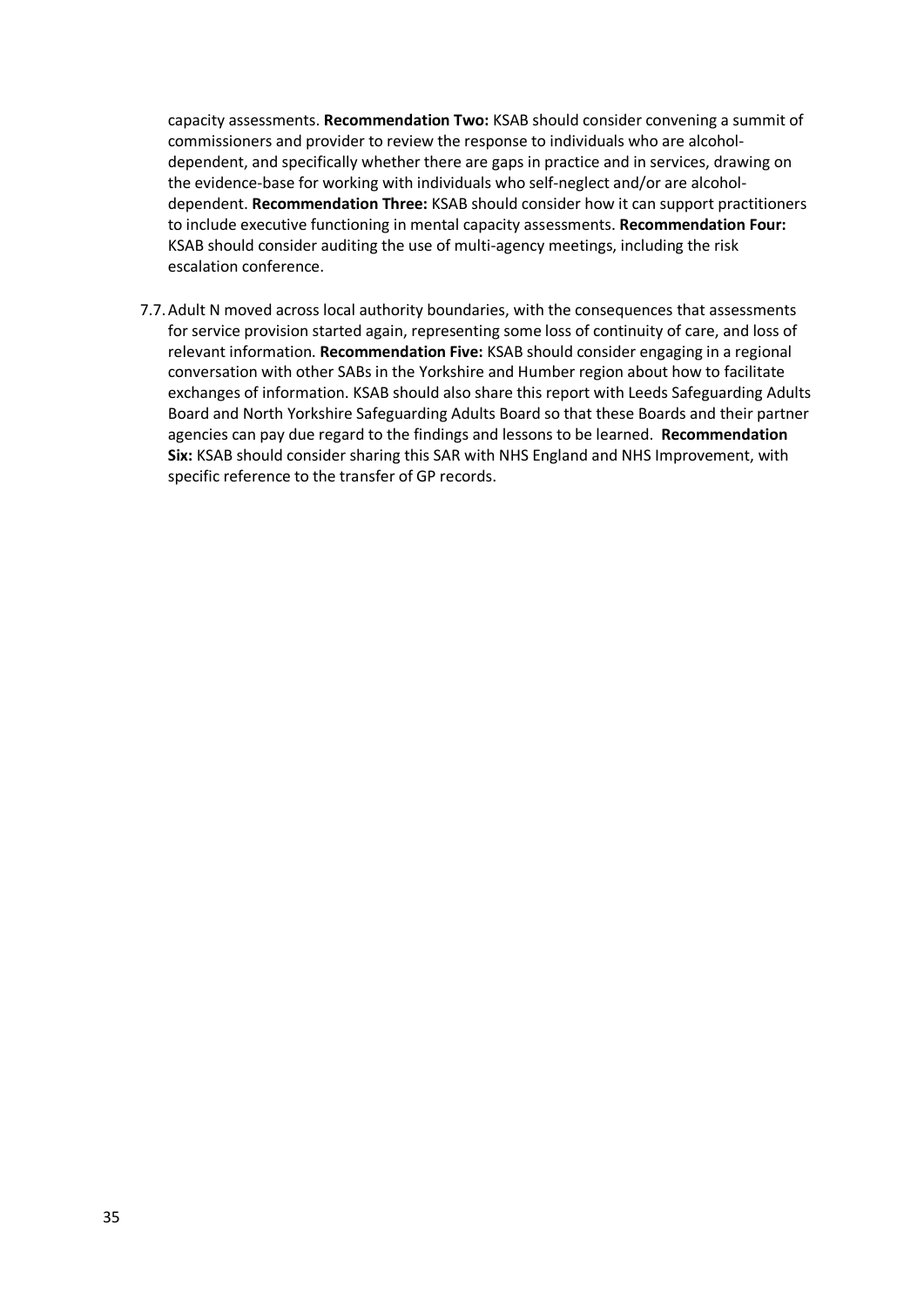capacity assessments. **Recommendation Two:** KSAB should consider convening a summit of commissioners and provider to review the response to individuals who are alcohol-dependent, and specifically whether there are gaps in practice and in services, drawing on the evidence-base for working with individuals who self-neglect and/or are alcohol-dependent. **Recommendation Three:** KSAB should consider how it can support practitioners to include executive functioning in mental capacity assessments. **Recommendation Four:** KSAB should consider auditing the use of multi-agency meetings, including the risk escalation conference.

7.7. Adult N moved across local authority boundaries, with the consequences that assessments for service provision started again, representing some loss of continuity of care, and loss of relevant information. **Recommendation Five:** KSAB should consider engaging in a regional conversation with other SABs in the Yorkshire and Humber region about how to facilitate exchanges of information. KSAB should also share this report with Leeds Safeguarding Adults Board and North Yorkshire Safeguarding Adults Board so that these Boards and their partner agencies can pay due regard to the findings and lessons to be learned. **Recommendation Six:** KSAB should consider sharing this SAR with NHS England and NHS Improvement, with specific reference to the transfer of GP records.